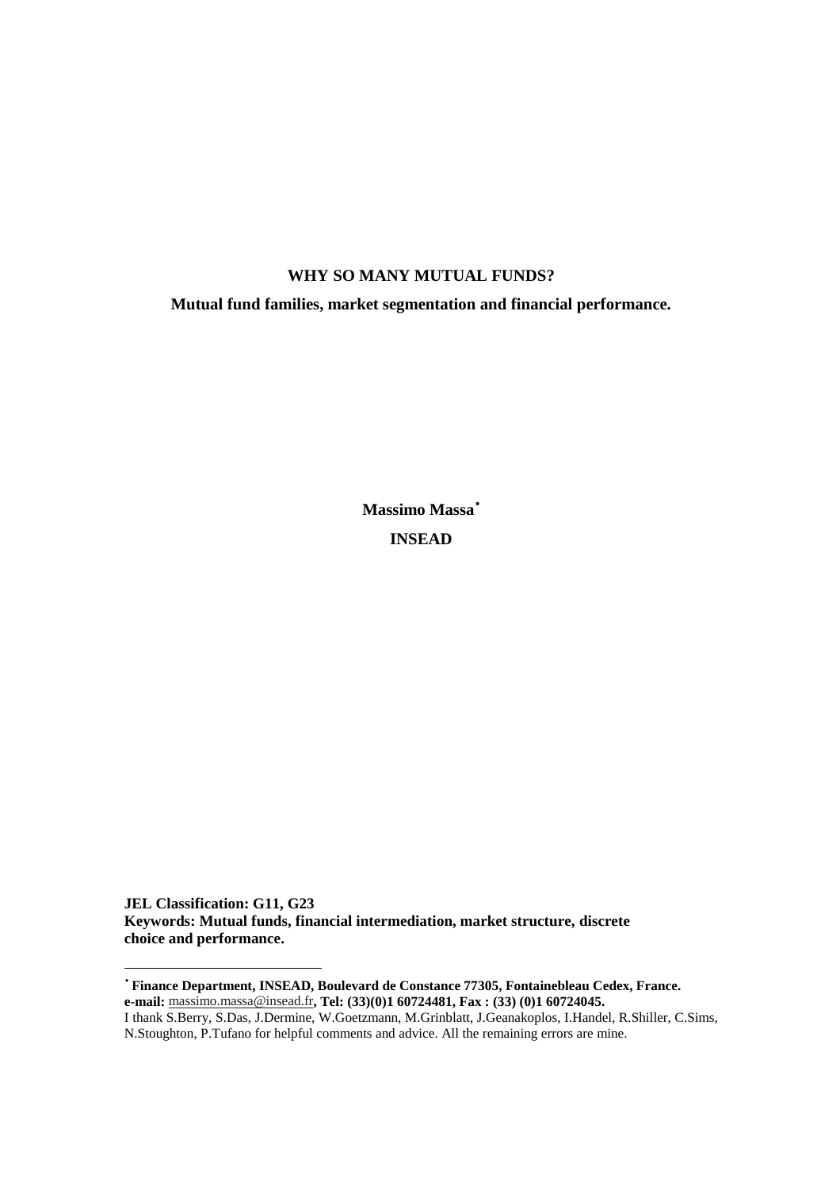# WHY SO MANY MUTUAL FUNDS?

## Mutual fund families, market segmentation and financial performance.

**Massimo Massa**[•]

**INSEAD**

**JEL Classification: G11, G23**
**Keywords: Mutual funds, financial intermediation, market structure, discrete choice and performance.**

---

[•] **Finance Department, INSEAD, Boulevard de Constance 77305, Fontainebleau Cedex, France.**
**e-mail:** massimo.massa@insead.fr**, Tel: (33)(0)1 60724481, Fax : (33) (0)1 60724045.**
I thank S.Berry, S.Das, J.Dermine, W.Goetzmann, M.Grinblatt, J.Geanakoplos, I.Handel, R.Shiller, C.Sims, N.Stoughton, P.Tufano for helpful comments and advice. All the remaining errors are mine.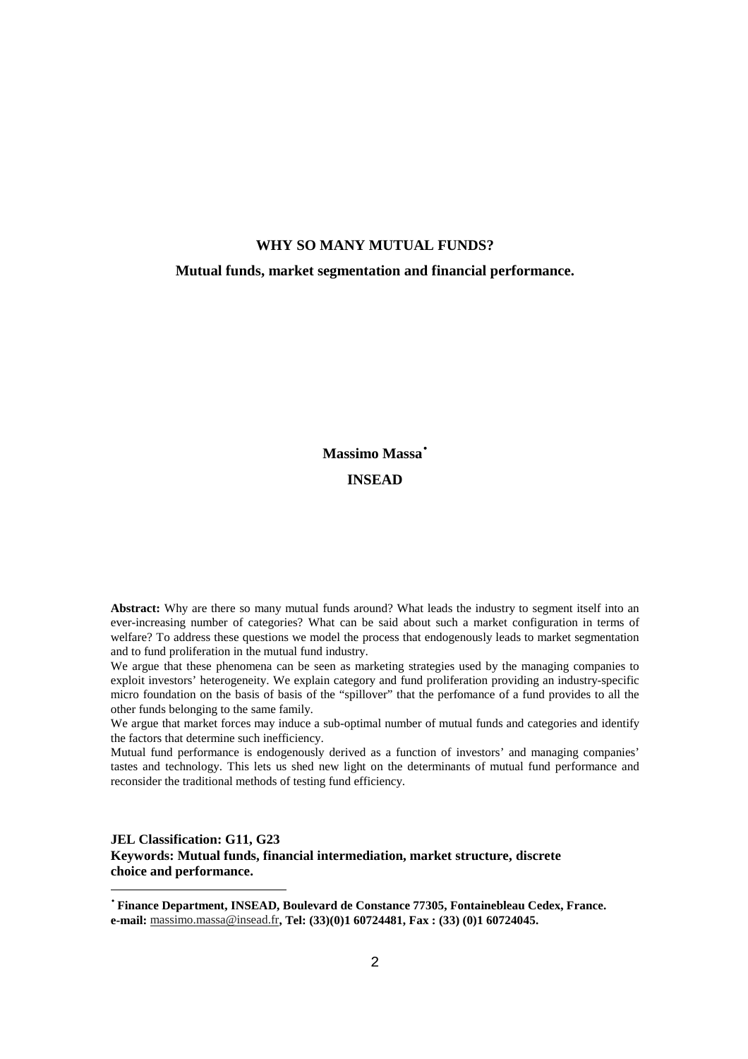# WHY SO MANY MUTUAL FUNDS?

## Mutual funds, market segmentation and financial performance.

**Massimo Massa**[*]

**INSEAD**

**Abstract:** Why are there so many mutual funds around? What leads the industry to segment itself into an ever-increasing number of categories? What can be said about such a market configuration in terms of welfare? To address these questions we model the process that endogenously leads to market segmentation and to fund proliferation in the mutual fund industry.

We argue that these phenomena can be seen as marketing strategies used by the managing companies to exploit investors' heterogeneity. We explain category and fund proliferation providing an industry-specific micro foundation on the basis of basis of the "spillover" that the perfomance of a fund provides to all the other funds belonging to the same family.

We argue that market forces may induce a sub-optimal number of mutual funds and categories and identify the factors that determine such inefficiency.

Mutual fund performance is endogenously derived as a function of investors' and managing companies' tastes and technology. This lets us shed new light on the determinants of mutual fund performance and reconsider the traditional methods of testing fund efficiency.

**JEL Classification: G11, G23**
**Keywords: Mutual funds, financial intermediation, market structure, discrete choice and performance.**

---

[*] **Finance Department, INSEAD, Boulevard de Constance 77305, Fontainebleau Cedex, France. e-mail:** massimo.massa@insead.fr**, Tel: (33)(0)1 60724481, Fax : (33) (0)1 60724045.**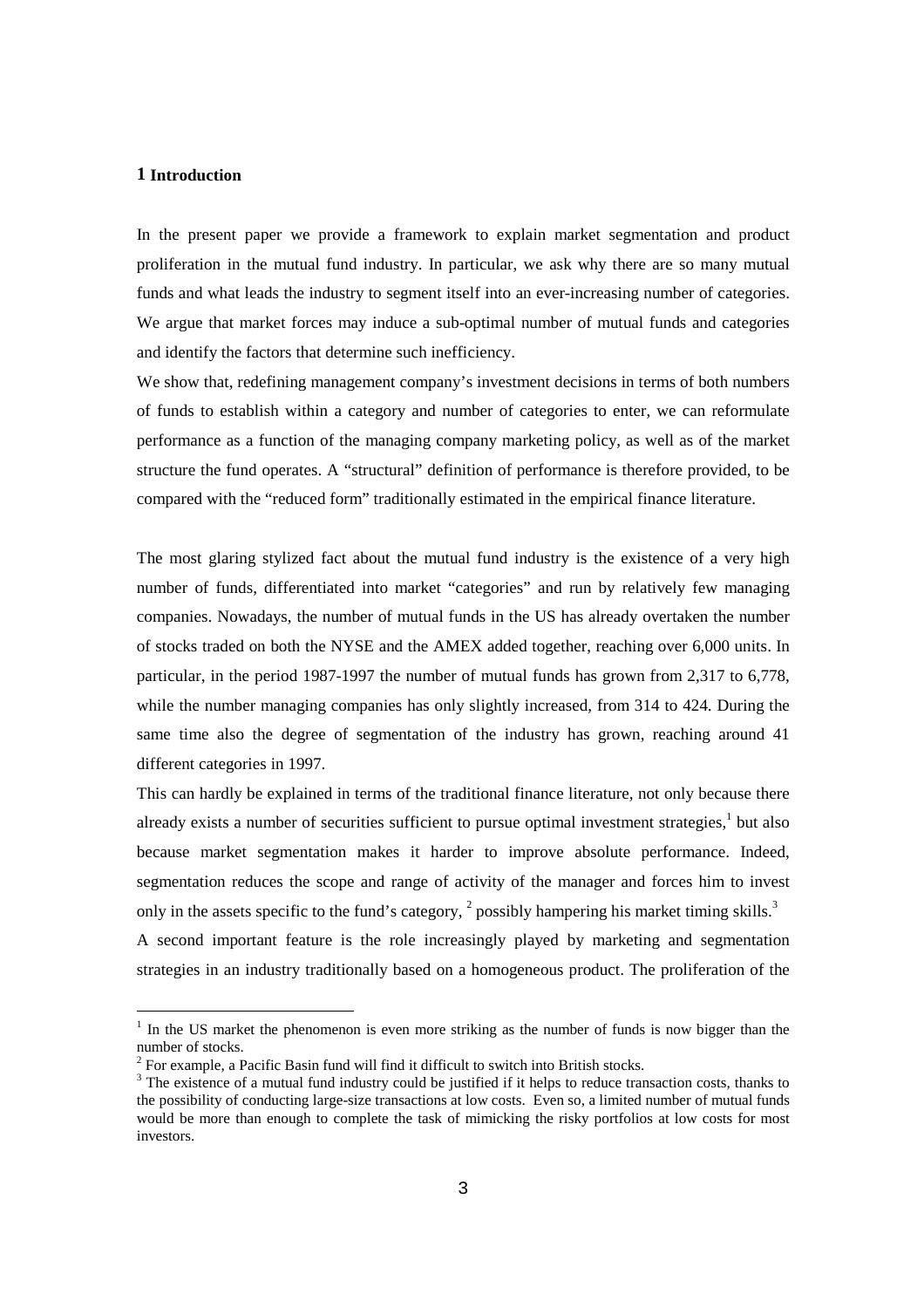# 1 Introduction

In the present paper we provide a framework to explain market segmentation and product proliferation in the mutual fund industry. In particular, we ask why there are so many mutual funds and what leads the industry to segment itself into an ever-increasing number of categories. We argue that market forces may induce a sub-optimal number of mutual funds and categories and identify the factors that determine such inefficiency.

We show that, redefining management company's investment decisions in terms of both numbers of funds to establish within a category and number of categories to enter, we can reformulate performance as a function of the managing company marketing policy, as well as of the market structure the fund operates. A "structural" definition of performance is therefore provided, to be compared with the "reduced form" traditionally estimated in the empirical finance literature.

The most glaring stylized fact about the mutual fund industry is the existence of a very high number of funds, differentiated into market "categories" and run by relatively few managing companies. Nowadays, the number of mutual funds in the US has already overtaken the number of stocks traded on both the NYSE and the AMEX added together, reaching over 6,000 units. In particular, in the period 1987-1997 the number of mutual funds has grown from 2,317 to 6,778, while the number managing companies has only slightly increased, from 314 to 424. During the same time also the degree of segmentation of the industry has grown, reaching around 41 different categories in 1997.

This can hardly be explained in terms of the traditional finance literature, not only because there already exists a number of securities sufficient to pursue optimal investment strategies,[1] but also because market segmentation makes it harder to improve absolute performance. Indeed, segmentation reduces the scope and range of activity of the manager and forces him to invest only in the assets specific to the fund's category, [2] possibly hampering his market timing skills.[3]

A second important feature is the role increasingly played by marketing and segmentation strategies in an industry traditionally based on a homogeneous product. The proliferation of the

[1] In the US market the phenomenon is even more striking as the number of funds is now bigger than the number of stocks.

[2] For example, a Pacific Basin fund will find it difficult to switch into British stocks.

[3] The existence of a mutual fund industry could be justified if it helps to reduce transaction costs, thanks to the possibility of conducting large-size transactions at low costs. Even so, a limited number of mutual funds would be more than enough to complete the task of mimicking the risky portfolios at low costs for most investors.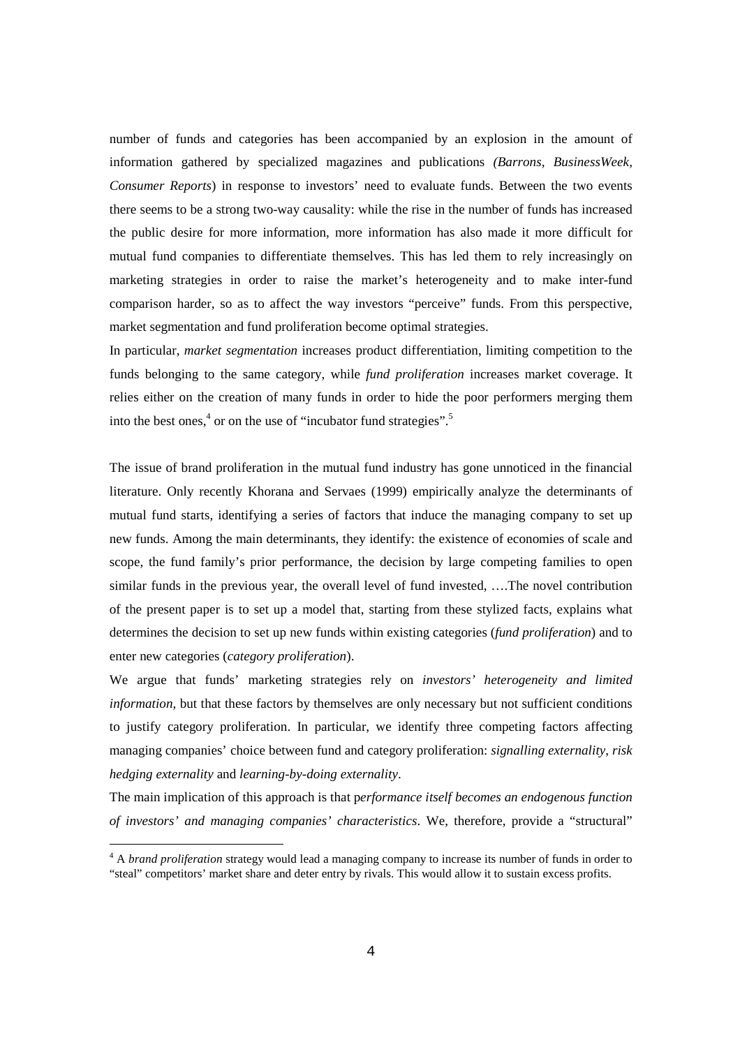number of funds and categories has been accompanied by an explosion in the amount of information gathered by specialized magazines and publications *(Barrons, BusinessWeek, Consumer Reports*) in response to investors' need to evaluate funds. Between the two events there seems to be a strong two-way causality: while the rise in the number of funds has increased the public desire for more information, more information has also made it more difficult for mutual fund companies to differentiate themselves. This has led them to rely increasingly on marketing strategies in order to raise the market's heterogeneity and to make inter-fund comparison harder, so as to affect the way investors "perceive" funds. From this perspective, market segmentation and fund proliferation become optimal strategies.

In particular, *market segmentation* increases product differentiation, limiting competition to the funds belonging to the same category, while *fund proliferation* increases market coverage. It relies either on the creation of many funds in order to hide the poor performers merging them into the best ones,[4] or on the use of "incubator fund strategies".[5]

The issue of brand proliferation in the mutual fund industry has gone unnoticed in the financial literature. Only recently Khorana and Servaes (1999) empirically analyze the determinants of mutual fund starts, identifying a series of factors that induce the managing company to set up new funds. Among the main determinants, they identify: the existence of economies of scale and scope, the fund family's prior performance, the decision by large competing families to open similar funds in the previous year, the overall level of fund invested, ….The novel contribution of the present paper is to set up a model that, starting from these stylized facts, explains what determines the decision to set up new funds within existing categories (*fund proliferation*) and to enter new categories (*category proliferation*).

We argue that funds' marketing strategies rely on *investors' heterogeneity and limited information*, but that these factors by themselves are only necessary but not sufficient conditions to justify category proliferation. In particular, we identify three competing factors affecting managing companies' choice between fund and category proliferation: *signalling externality, risk hedging externality* and *learning-by-doing externality*.

The main implication of this approach is that p*erformance itself becomes an endogenous function of investors' and managing companies' characteristics*. We, therefore, provide a "structural"

[4] A *brand proliferation* strategy would lead a managing company to increase its number of funds in order to "steal" competitors' market share and deter entry by rivals. This would allow it to sustain excess profits.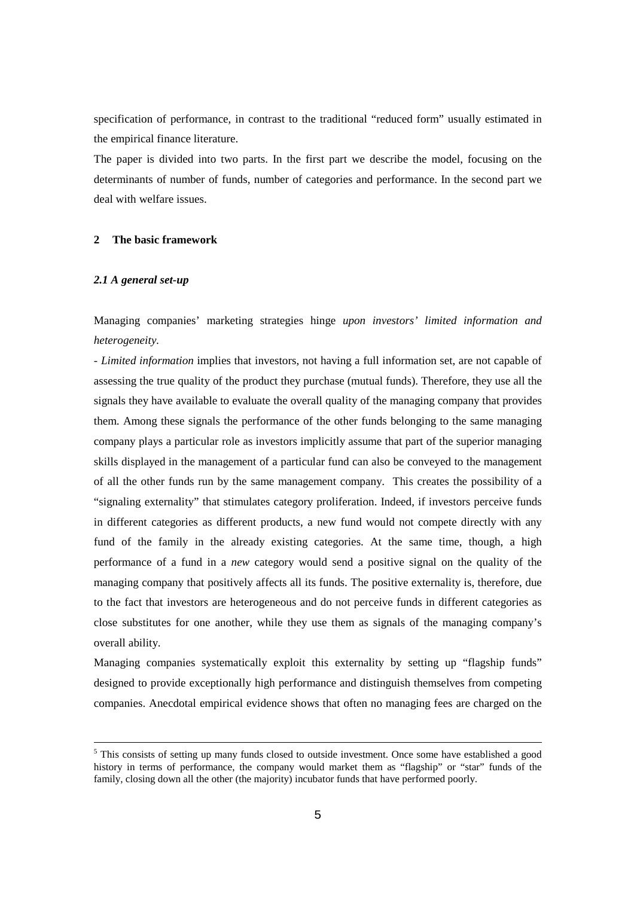specification of performance, in contrast to the traditional "reduced form" usually estimated in the empirical finance literature.

The paper is divided into two parts. In the first part we describe the model, focusing on the determinants of number of funds, number of categories and performance. In the second part we deal with welfare issues.

## 2 The basic framework

### *2.1 A general set-up*

Managing companies' marketing strategies hinge *upon investors' limited information and heterogeneity.*

- *Limited information* implies that investors, not having a full information set, are not capable of assessing the true quality of the product they purchase (mutual funds). Therefore, they use all the signals they have available to evaluate the overall quality of the managing company that provides them. Among these signals the performance of the other funds belonging to the same managing company plays a particular role as investors implicitly assume that part of the superior managing skills displayed in the management of a particular fund can also be conveyed to the management of all the other funds run by the same management company. This creates the possibility of a "signaling externality" that stimulates category proliferation. Indeed, if investors perceive funds in different categories as different products, a new fund would not compete directly with any fund of the family in the already existing categories. At the same time, though, a high performance of a fund in a *new* category would send a positive signal on the quality of the managing company that positively affects all its funds. The positive externality is, therefore, due to the fact that investors are heterogeneous and do not perceive funds in different categories as close substitutes for one another, while they use them as signals of the managing company's overall ability.

Managing companies systematically exploit this externality by setting up "flagship funds" designed to provide exceptionally high performance and distinguish themselves from competing companies. Anecdotal empirical evidence shows that often no managing fees are charged on the

[5] This consists of setting up many funds closed to outside investment. Once some have established a good history in terms of performance, the company would market them as "flagship" or "star" funds of the family, closing down all the other (the majority) incubator funds that have performed poorly.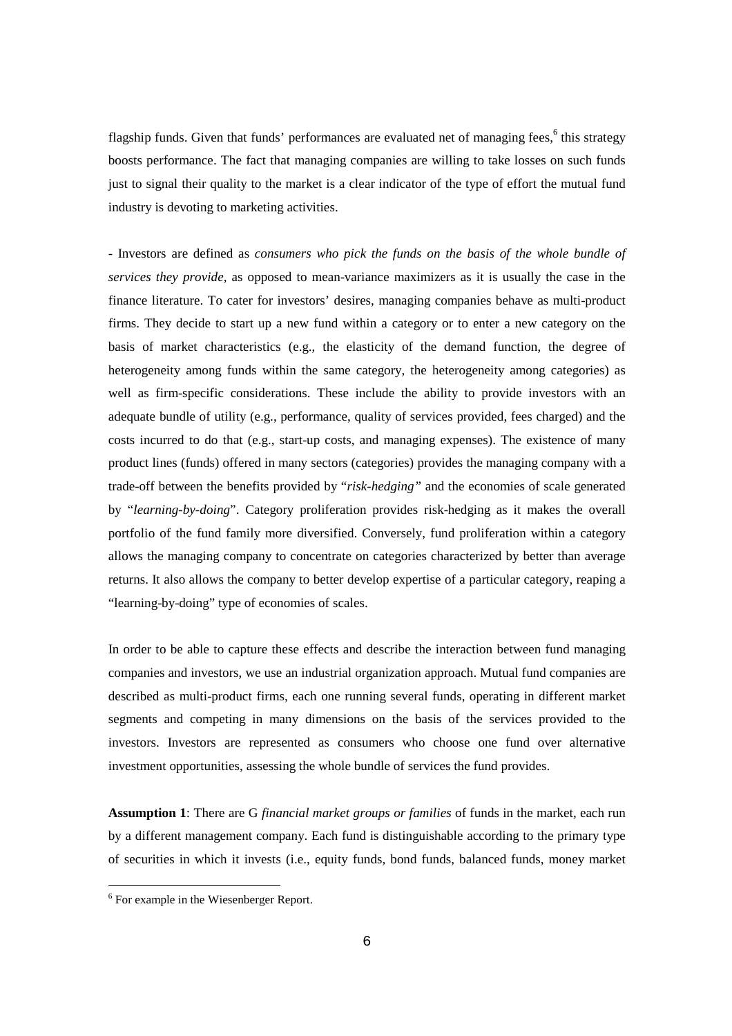flagship funds. Given that funds' performances are evaluated net of managing fees,[6] this strategy boosts performance. The fact that managing companies are willing to take losses on such funds just to signal their quality to the market is a clear indicator of the type of effort the mutual fund industry is devoting to marketing activities.

- Investors are defined as *consumers who pick the funds on the basis of the whole bundle of services they provide,* as opposed to mean-variance maximizers as it is usually the case in the finance literature. To cater for investors' desires, managing companies behave as multi-product firms. They decide to start up a new fund within a category or to enter a new category on the basis of market characteristics (e.g., the elasticity of the demand function, the degree of heterogeneity among funds within the same category, the heterogeneity among categories) as well as firm-specific considerations. These include the ability to provide investors with an adequate bundle of utility (e.g., performance, quality of services provided, fees charged) and the costs incurred to do that (e.g., start-up costs, and managing expenses). The existence of many product lines (funds) offered in many sectors (categories) provides the managing company with a trade-off between the benefits provided by "*risk-hedging"* and the economies of scale generated by "*learning-by-doing*". Category proliferation provides risk-hedging as it makes the overall portfolio of the fund family more diversified. Conversely, fund proliferation within a category allows the managing company to concentrate on categories characterized by better than average returns. It also allows the company to better develop expertise of a particular category, reaping a "learning-by-doing" type of economies of scales.

In order to be able to capture these effects and describe the interaction between fund managing companies and investors, we use an industrial organization approach. Mutual fund companies are described as multi-product firms, each one running several funds, operating in different market segments and competing in many dimensions on the basis of the services provided to the investors. Investors are represented as consumers who choose one fund over alternative investment opportunities, assessing the whole bundle of services the fund provides.

**Assumption 1**: There are G *financial market groups or families* of funds in the market, each run by a different management company. Each fund is distinguishable according to the primary type of securities in which it invests (i.e., equity funds, bond funds, balanced funds, money market

[6] For example in the Wiesenberger Report.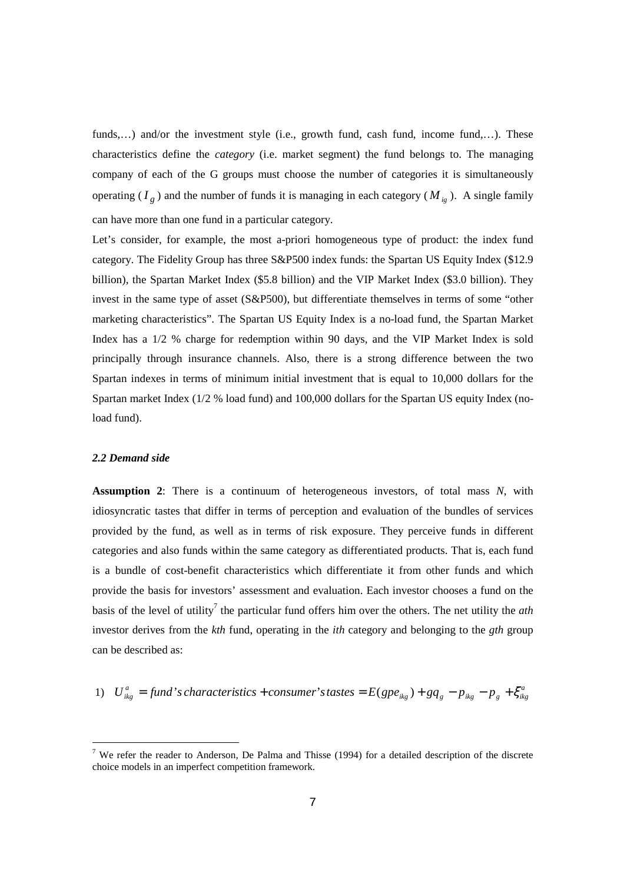funds,…) and/or the investment style (i.e., growth fund, cash fund, income fund,…). These characteristics define the *category* (i.e. market segment) the fund belongs to. The managing company of each of the G groups must choose the number of categories it is simultaneously operating ($I_g$) and the number of funds it is managing in each category ($M_{ig}$). A single family can have more than one fund in a particular category.

Let's consider, for example, the most a-priori homogeneous type of product: the index fund category. The Fidelity Group has three S&P500 index funds: the Spartan US Equity Index ($12.9 billion), the Spartan Market Index ($5.8 billion) and the VIP Market Index ($3.0 billion). They invest in the same type of asset (S&P500), but differentiate themselves in terms of some "other marketing characteristics". The Spartan US Equity Index is a no-load fund, the Spartan Market Index has a 1/2 % charge for redemption within 90 days, and the VIP Market Index is sold principally through insurance channels. Also, there is a strong difference between the two Spartan indexes in terms of minimum initial investment that is equal to 10,000 dollars for the Spartan market Index (1/2 % load fund) and 100,000 dollars for the Spartan US equity Index (no-load fund).

### *2.2 Demand side*

**Assumption 2**: There is a continuum of heterogeneous investors, of total mass *N*, with idiosyncratic tastes that differ in terms of perception and evaluation of the bundles of services provided by the fund, as well as in terms of risk exposure. They perceive funds in different categories and also funds within the same category as differentiated products. That is, each fund is a bundle of cost-benefit characteristics which differentiate it from other funds and which provide the basis for investors' assessment and evaluation. Each investor chooses a fund on the basis of the level of utility[7] the particular fund offers him over the others. The net utility the *ath* investor derives from the *kth* fund, operating in the *ith* category and belonging to the *gth* group can be described as:

$$1)\quad U^a_{ikg} = \textit{fund's characteristics} + \textit{consumer's tastes} = E(gpe_{ikg}) + gq_g - p_{ikg} - p_g + \xi^a_{ikg}$$

[7] We refer the reader to Anderson, De Palma and Thisse (1994) for a detailed description of the discrete choice models in an imperfect competition framework.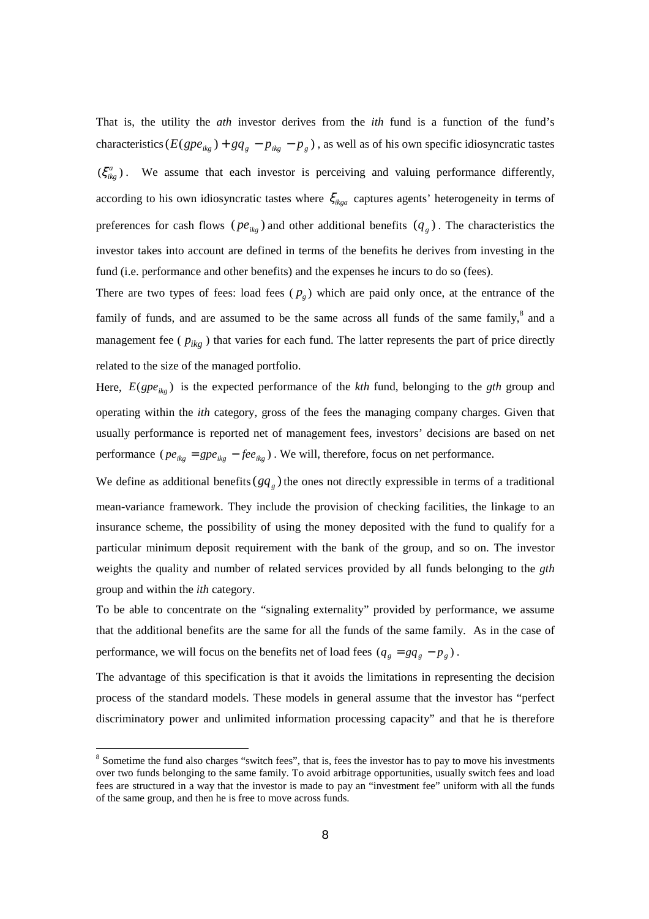That is, the utility the *ath* investor derives from the *ith* fund is a function of the fund's characteristics $(E(gpe_{ikg}) + gq_g - p_{ikg} - p_g)$, as well as of his own specific idiosyncratic tastes $(\xi^a_{ikg})$. We assume that each investor is perceiving and valuing performance differently, according to his own idiosyncratic tastes where $\xi_{ikga}$ captures agents' heterogeneity in terms of preferences for cash flows $(pe_{ikg})$ and other additional benefits $(q_g)$. The characteristics the investor takes into account are defined in terms of the benefits he derives from investing in the fund (i.e. performance and other benefits) and the expenses he incurs to do so (fees).

There are two types of fees: load fees ($p_g$) which are paid only once, at the entrance of the family of funds, and are assumed to be the same across all funds of the same family,[8] and a management fee ($p_{ikg}$) that varies for each fund. The latter represents the part of price directly related to the size of the managed portfolio.

Here, $E(gpe_{ikg})$ is the expected performance of the *kth* fund, belonging to the *gth* group and operating within the *ith* category, gross of the fees the managing company charges. Given that usually performance is reported net of management fees, investors' decisions are based on net performance $(pe_{ikg} = gpe_{ikg} - fee_{ikg})$. We will, therefore, focus on net performance.

We define as additional benefits $(gq_g)$ the ones not directly expressible in terms of a traditional mean-variance framework. They include the provision of checking facilities, the linkage to an insurance scheme, the possibility of using the money deposited with the fund to qualify for a particular minimum deposit requirement with the bank of the group, and so on. The investor weights the quality and number of related services provided by all funds belonging to the *gth* group and within the *ith* category.

To be able to concentrate on the "signaling externality" provided by performance, we assume that the additional benefits are the same for all the funds of the same family. As in the case of performance, we will focus on the benefits net of load fees $(q_g = gq_g - p_g)$.

The advantage of this specification is that it avoids the limitations in representing the decision process of the standard models. These models in general assume that the investor has "perfect discriminatory power and unlimited information processing capacity" and that he is therefore

[8] Sometime the fund also charges "switch fees", that is, fees the investor has to pay to move his investments over two funds belonging to the same family. To avoid arbitrage opportunities, usually switch fees and load fees are structured in a way that the investor is made to pay an "investment fee" uniform with all the funds of the same group, and then he is free to move across funds.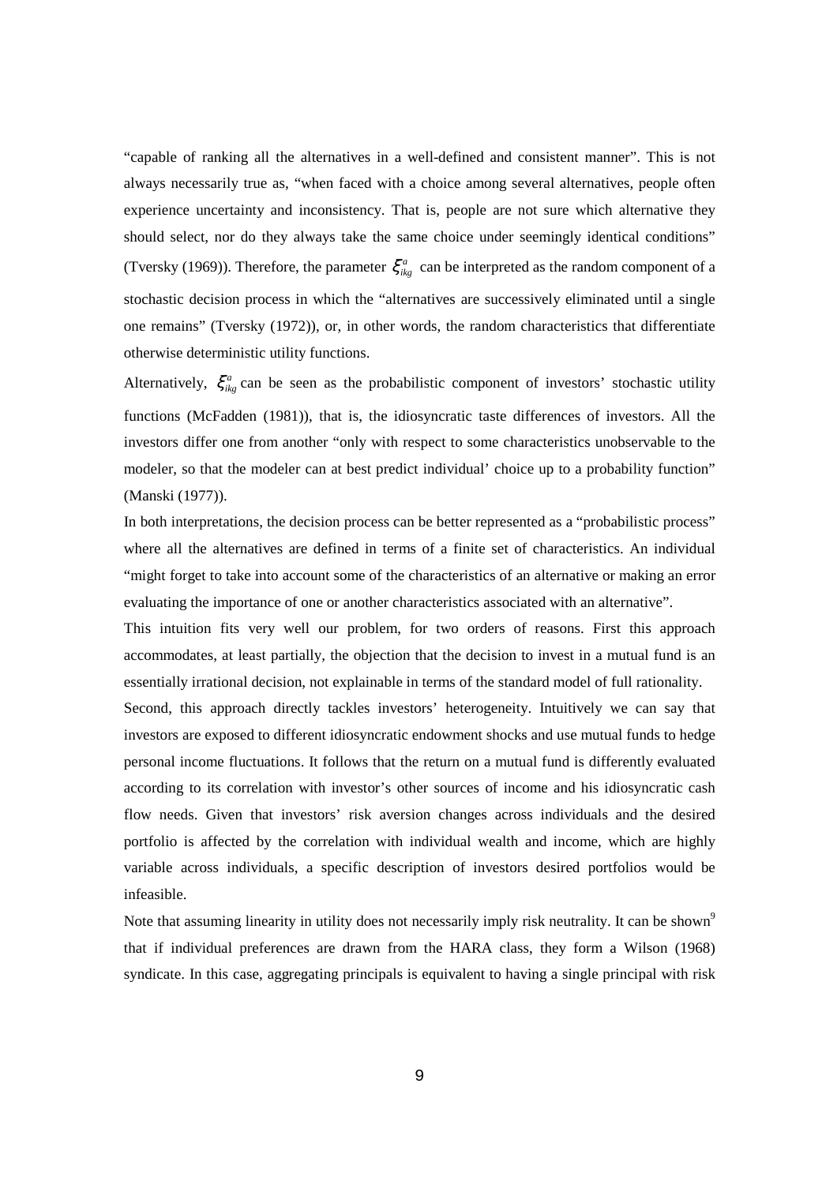"capable of ranking all the alternatives in a well-defined and consistent manner". This is not always necessarily true as, "when faced with a choice among several alternatives, people often experience uncertainty and inconsistency. That is, people are not sure which alternative they should select, nor do they always take the same choice under seemingly identical conditions" (Tversky (1969)). Therefore, the parameter $\xi^{a}_{ikg}$ can be interpreted as the random component of a stochastic decision process in which the "alternatives are successively eliminated until a single one remains" (Tversky (1972)), or, in other words, the random characteristics that differentiate otherwise deterministic utility functions.

Alternatively, $\xi^{a}_{ikg}$ can be seen as the probabilistic component of investors' stochastic utility functions (McFadden (1981)), that is, the idiosyncratic taste differences of investors. All the investors differ one from another "only with respect to some characteristics unobservable to the modeler, so that the modeler can at best predict individual' choice up to a probability function" (Manski (1977)).

In both interpretations, the decision process can be better represented as a "probabilistic process" where all the alternatives are defined in terms of a finite set of characteristics. An individual "might forget to take into account some of the characteristics of an alternative or making an error evaluating the importance of one or another characteristics associated with an alternative".

This intuition fits very well our problem, for two orders of reasons. First this approach accommodates, at least partially, the objection that the decision to invest in a mutual fund is an essentially irrational decision, not explainable in terms of the standard model of full rationality.

Second, this approach directly tackles investors' heterogeneity. Intuitively we can say that investors are exposed to different idiosyncratic endowment shocks and use mutual funds to hedge personal income fluctuations. It follows that the return on a mutual fund is differently evaluated according to its correlation with investor's other sources of income and his idiosyncratic cash flow needs. Given that investors' risk aversion changes across individuals and the desired portfolio is affected by the correlation with individual wealth and income, which are highly variable across individuals, a specific description of investors desired portfolios would be infeasible.

Note that assuming linearity in utility does not necessarily imply risk neutrality. It can be shown[9] that if individual preferences are drawn from the HARA class, they form a Wilson (1968) syndicate. In this case, aggregating principals is equivalent to having a single principal with risk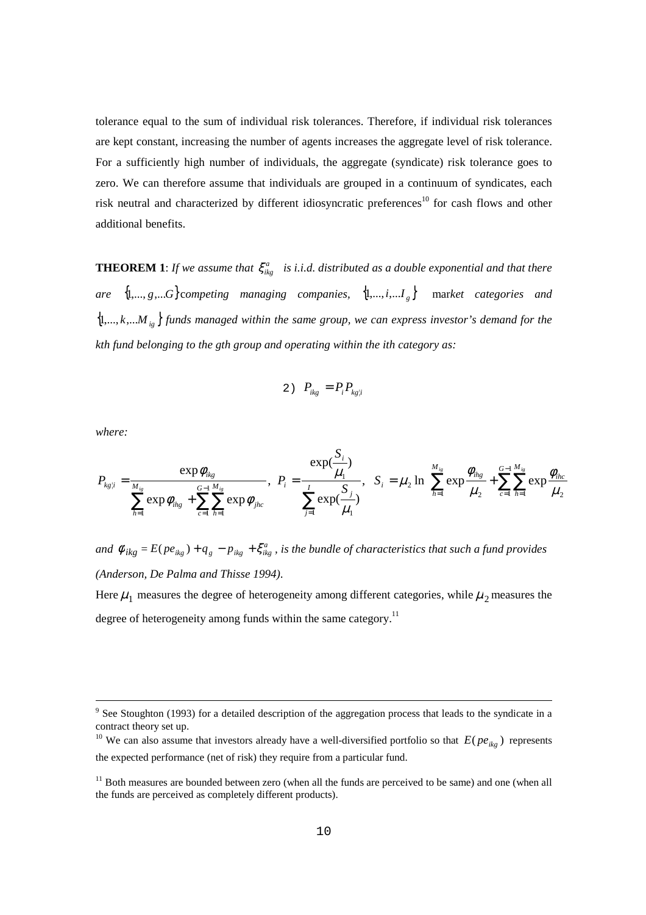tolerance equal to the sum of individual risk tolerances. Therefore, if individual risk tolerances are kept constant, increasing the number of agents increases the aggregate level of risk tolerance. For a sufficiently high number of individuals, the aggregate (syndicate) risk tolerance goes to zero. We can therefore assume that individuals are grouped in a continuum of syndicates, each risk neutral and characterized by different idiosyncratic preferences[10] for cash flows and other additional benefits.

**THEOREM 1**: *If we assume that $\xi^{a}_{ikg}$ is i.i.d. distributed as a double exponential and that there are $\{1,...,g,...G\}$ competing managing companies, $\{1,...,i,...I_g\}$ market categories and $\{1,...,k,...M_{ig}\}$ funds managed within the same group, we can express investor's demand for the kth fund belonging to the gth group and operating within the ith category as:*

$$2)\quad P_{ikg} = P_i P_{kg|i}$$

*where:*

$$P_{kg|i} = \frac{\exp\phi_{ikg}}{\sum_{h=1}^{M_{ig}} \exp\phi_{ihg} + \sum_{c=1}^{G-1}\sum_{h=1}^{M_{ig}} \exp\phi_{jhc}},\quad P_i = \frac{\exp(\frac{S_i}{\mu_1})}{\sum_{j=1}^{I} \exp(\frac{S_j}{\mu_1})},\quad S_i = \mu_2 \ln\left(\sum_{h=1}^{M_{ig}} \exp\frac{\phi_{ihg}}{\mu_2} + \sum_{c=1}^{G-1}\sum_{h=1}^{M_{ig}} \exp\frac{\phi_{ihc}}{\mu_2}\right)$$

*and $\phi_{ikg} = E(pe_{ikg}) + q_g - p_{ikg} + \xi^{a}_{ikg}$, is the bundle of characteristics that such a fund provides (Anderson, De Palma and Thisse 1994).*

Here $\mu_1$ measures the degree of heterogeneity among different categories, while $\mu_2$ measures the degree of heterogeneity among funds within the same category.[11]

---

[9] See Stoughton (1993) for a detailed description of the aggregation process that leads to the syndicate in a contract theory set up.

[10] We can also assume that investors already have a well-diversified portfolio so that $E(pe_{ikg})$ represents the expected performance (net of risk) they require from a particular fund.

[11] Both measures are bounded between zero (when all the funds are perceived to be same) and one (when all the funds are perceived as completely different products).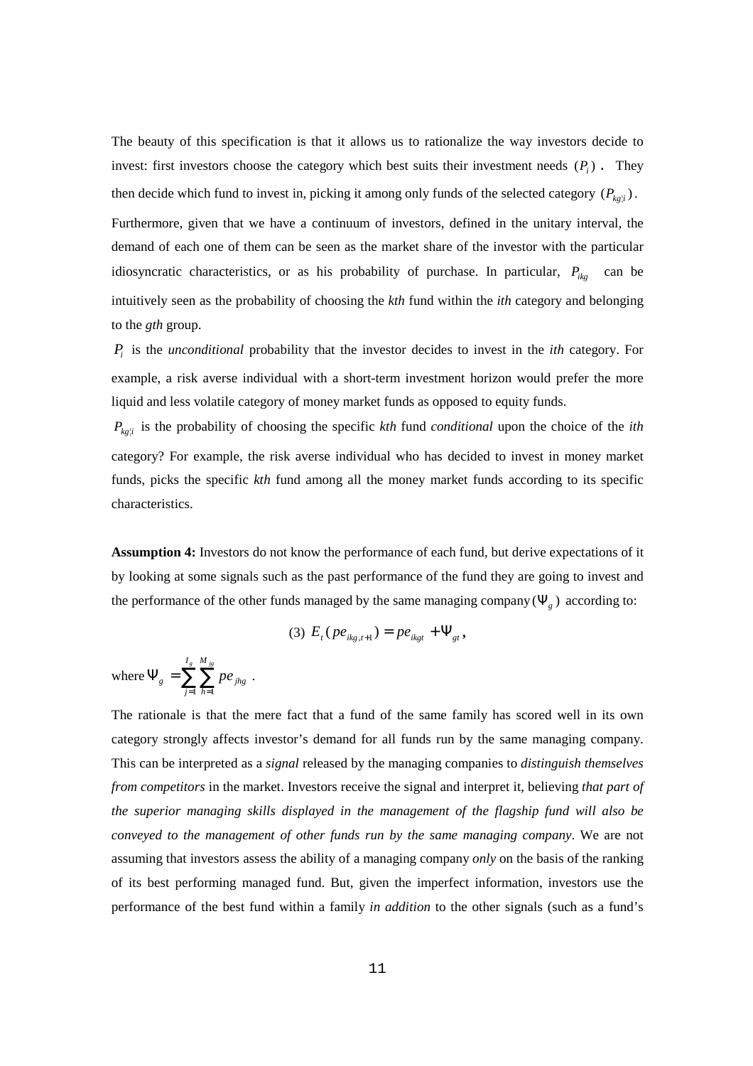The beauty of this specification is that it allows us to rationalize the way investors decide to invest: first investors choose the category which best suits their investment needs $(P_i)$. They then decide which fund to invest in, picking it among only funds of the selected category $(P_{kg|i})$. Furthermore, given that we have a continuum of investors, defined in the unitary interval, the demand of each one of them can be seen as the market share of the investor with the particular idiosyncratic characteristics, or as his probability of purchase. In particular, $P_{ikg}$ can be intuitively seen as the probability of choosing the *kth* fund within the *ith* category and belonging to the *gth* group.

$P_i$ is the *unconditional* probability that the investor decides to invest in the *ith* category. For example, a risk averse individual with a short-term investment horizon would prefer the more liquid and less volatile category of money market funds as opposed to equity funds.

$P_{kg|i}$ is the probability of choosing the specific *kth* fund *conditional* upon the choice of the *ith* category? For example, the risk averse individual who has decided to invest in money market funds, picks the specific *kth* fund among all the money market funds according to its specific characteristics.

**Assumption 4:** Investors do not know the performance of each fund, but derive expectations of it by looking at some signals such as the past performance of the fund they are going to invest and the performance of the other funds managed by the same managing company $(\Psi_g)$ according to:

$$\text{(3)} \quad E_t(pe_{ikg,t+1}) = pe_{ikgt} + \Psi_{gt},$$

where $\Psi_g = \sum_{j=1}^{I_g} \sum_{h=1}^{M_{jg}} pe_{jhg}$.

The rationale is that the mere fact that a fund of the same family has scored well in its own category strongly affects investor's demand for all funds run by the same managing company. This can be interpreted as a *signal* released by the managing companies to *distinguish themselves from competitors* in the market. Investors receive the signal and interpret it, believing *that part of the superior managing skills displayed in the management of the flagship fund will also be conveyed to the management of other funds run by the same managing company*. We are not assuming that investors assess the ability of a managing company *only* on the basis of the ranking of its best performing managed fund. But, given the imperfect information, investors use the performance of the best fund within a family *in addition* to the other signals (such as a fund's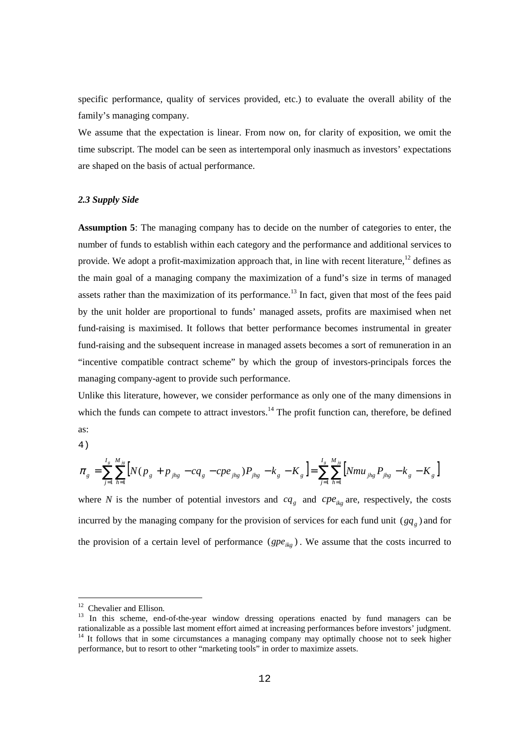specific performance, quality of services provided, etc.) to evaluate the overall ability of the family's managing company.

We assume that the expectation is linear. From now on, for clarity of exposition, we omit the time subscript. The model can be seen as intertemporal only inasmuch as investors' expectations are shaped on the basis of actual performance.

### *2.3 Supply Side*

**Assumption 5**: The managing company has to decide on the number of categories to enter, the number of funds to establish within each category and the performance and additional services to provide. We adopt a profit-maximization approach that, in line with recent literature,[12] defines as the main goal of a managing company the maximization of a fund's size in terms of managed assets rather than the maximization of its performance.[13] In fact, given that most of the fees paid by the unit holder are proportional to funds' managed assets, profits are maximised when net fund-raising is maximised. It follows that better performance becomes instrumental in greater fund-raising and the subsequent increase in managed assets becomes a sort of remuneration in an "incentive compatible contract scheme" by which the group of investors-principals forces the managing company-agent to provide such performance.

Unlike this literature, however, we consider performance as only one of the many dimensions in which the funds can compete to attract investors.[14] The profit function can, therefore, be defined as:

4)

$$\pi_g = \sum_{j=1}^{I_g} \sum_{h=1}^{M_{jg}} \left[ N(p_g + p_{jhg} - cq_g - cpe_{jhg})P_{jhg} - k_g - K_g \right] = \sum_{j=1}^{I_g} \sum_{h=1}^{M_{jg}} \left[ Nmu_{jhg} P_{jhg} - k_g - K_g \right]$$

where $N$ is the number of potential investors and $cq_g$ and $cpe_{ikg}$ are, respectively, the costs incurred by the managing company for the provision of services for each fund unit $(gq_g)$ and for the provision of a certain level of performance $(gpe_{ikg})$. We assume that the costs incurred to

---

[12] Chevalier and Ellison.

[13] In this scheme, end-of-the-year window dressing operations enacted by fund managers can be rationalizable as a possible last moment effort aimed at increasing performances before investors' judgment.

[14] It follows that in some circumstances a managing company may optimally choose not to seek higher performance, but to resort to other "marketing tools" in order to maximize assets.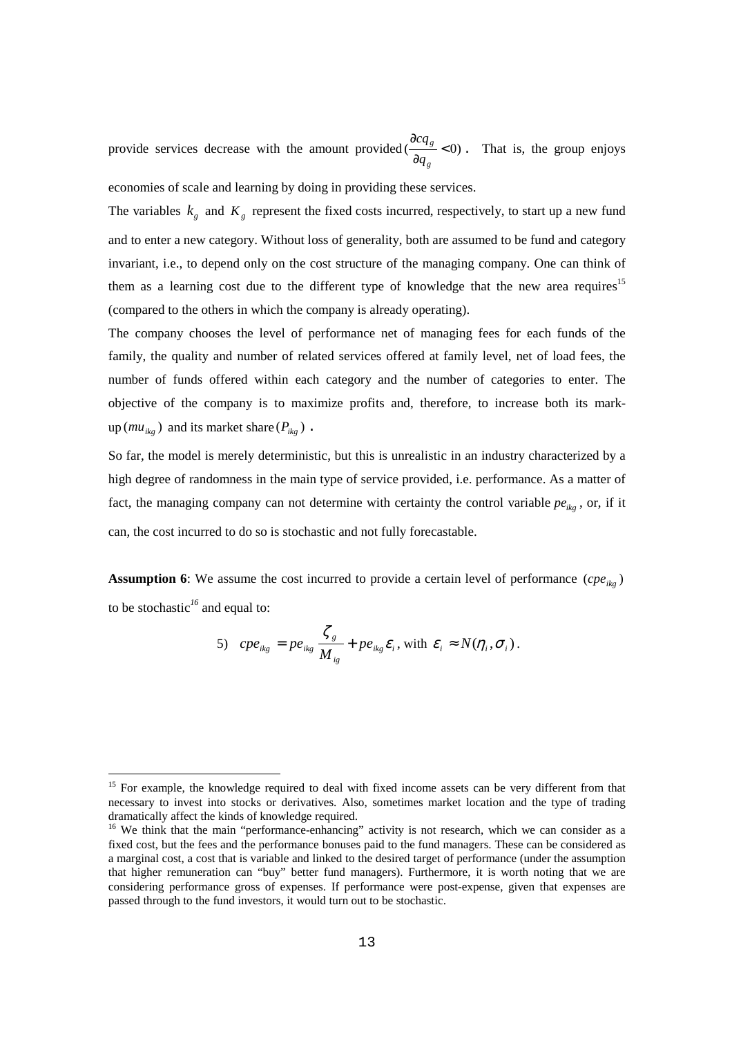provide services decrease with the amount provided $(\frac{\partial cq_g}{\partial q_g} < 0)$. That is, the group enjoys economies of scale and learning by doing in providing these services.

The variables $k_g$ and $K_g$ represent the fixed costs incurred, respectively, to start up a new fund and to enter a new category. Without loss of generality, both are assumed to be fund and category invariant, i.e., to depend only on the cost structure of the managing company. One can think of them as a learning cost due to the different type of knowledge that the new area requires[15] (compared to the others in which the company is already operating).

The company chooses the level of performance net of managing fees for each funds of the family, the quality and number of related services offered at family level, net of load fees, the number of funds offered within each category and the number of categories to enter. The objective of the company is to maximize profits and, therefore, to increase both its mark-up $(mu_{ikg})$ and its market share $(P_{ikg})$ .

So far, the model is merely deterministic, but this is unrealistic in an industry characterized by a high degree of randomness in the main type of service provided, i.e. performance. As a matter of fact, the managing company can not determine with certainty the control variable $pe_{ikg}$, or, if it can, the cost incurred to do so is stochastic and not fully forecastable.

**Assumption 6**: We assume the cost incurred to provide a certain level of performance $(cpe_{ikg})$ to be stochastic[16] and equal to:

$$5) \quad cpe_{ikg} = pe_{ikg} \frac{\zeta_g}{M_{ig}} + pe_{ikg}\varepsilon_i \text{, with } \varepsilon_i \approx N(\eta_i, \sigma_i).$$

---

[15] For example, the knowledge required to deal with fixed income assets can be very different from that necessary to invest into stocks or derivatives. Also, sometimes market location and the type of trading dramatically affect the kinds of knowledge required.

[16] We think that the main "performance-enhancing" activity is not research, which we can consider as a fixed cost, but the fees and the performance bonuses paid to the fund managers. These can be considered as a marginal cost, a cost that is variable and linked to the desired target of performance (under the assumption that higher remuneration can "buy" better fund managers). Furthermore, it is worth noting that we are considering performance gross of expenses. If performance were post-expense, given that expenses are passed through to the fund investors, it would turn out to be stochastic.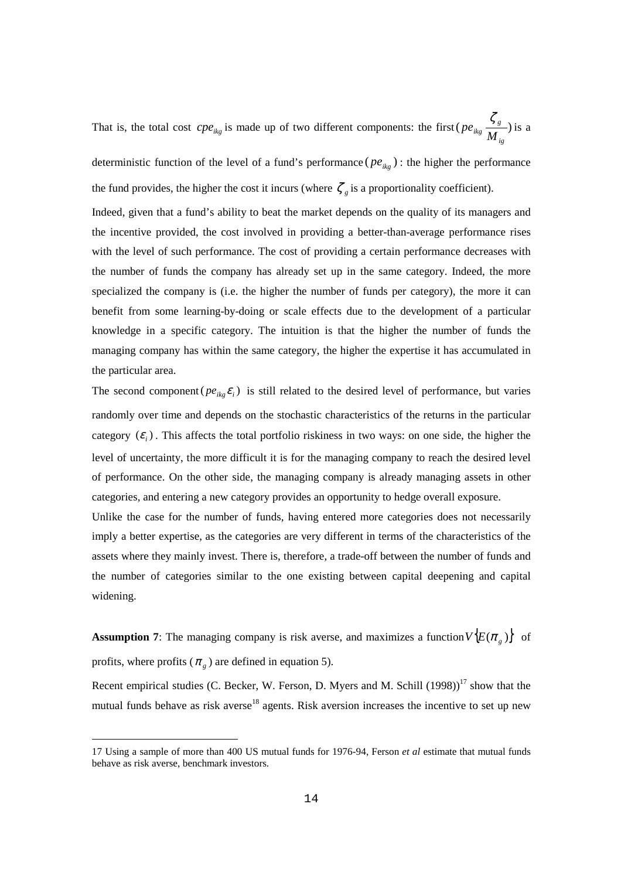That is, the total cost $cpe_{ikg}$ is made up of two different components: the first $(pe_{ikg} \frac{\zeta_g}{M_{ig}})$ is a deterministic function of the level of a fund's performance $(pe_{ikg})$: the higher the performance the fund provides, the higher the cost it incurs (where $\zeta_g$ is a proportionality coefficient).

Indeed, given that a fund's ability to beat the market depends on the quality of its managers and the incentive provided, the cost involved in providing a better-than-average performance rises with the level of such performance. The cost of providing a certain performance decreases with the number of funds the company has already set up in the same category. Indeed, the more specialized the company is (i.e. the higher the number of funds per category), the more it can benefit from some learning-by-doing or scale effects due to the development of a particular knowledge in a specific category. The intuition is that the higher the number of funds the managing company has within the same category, the higher the expertise it has accumulated in the particular area.

The second component $(pe_{ikg} \varepsilon_i)$ is still related to the desired level of performance, but varies randomly over time and depends on the stochastic characteristics of the returns in the particular category $(\varepsilon_i)$. This affects the total portfolio riskiness in two ways: on one side, the higher the level of uncertainty, the more difficult it is for the managing company to reach the desired level of performance. On the other side, the managing company is already managing assets in other categories, and entering a new category provides an opportunity to hedge overall exposure.

Unlike the case for the number of funds, having entered more categories does not necessarily imply a better expertise, as the categories are very different in terms of the characteristics of the assets where they mainly invest. There is, therefore, a trade-off between the number of funds and the number of categories similar to the one existing between capital deepening and capital widening.

**Assumption 7**: The managing company is risk averse, and maximizes a function $V\{E(\pi_g)\}$ of profits, where profits ($\pi_g$) are defined in equation 5).

Recent empirical studies (C. Becker, W. Ferson, D. Myers and M. Schill (1998))[17] show that the mutual funds behave as risk averse[18] agents. Risk aversion increases the incentive to set up new

17 Using a sample of more than 400 US mutual funds for 1976-94, Ferson *et al* estimate that mutual funds behave as risk averse, benchmark investors.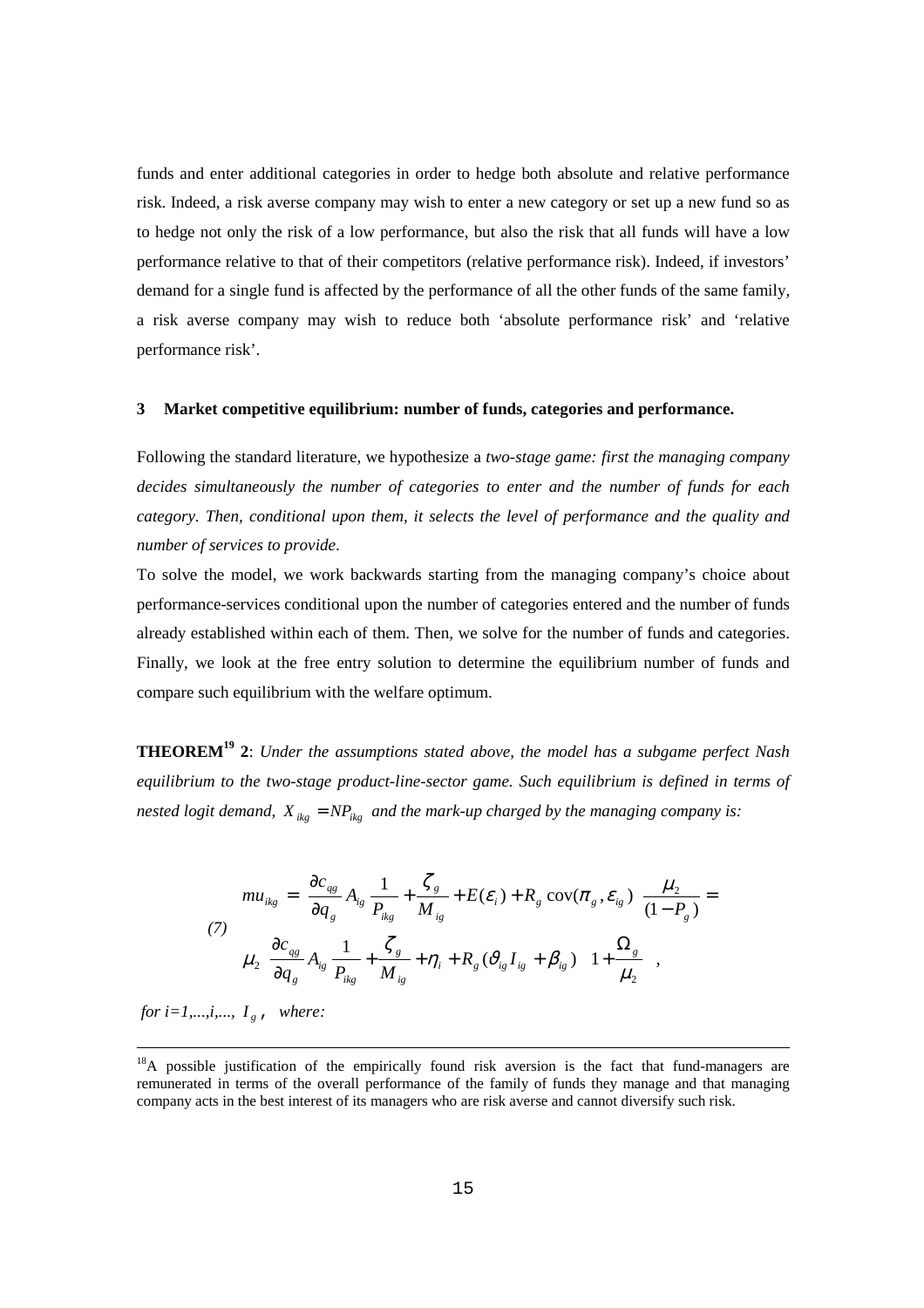funds and enter additional categories in order to hedge both absolute and relative performance risk. Indeed, a risk averse company may wish to enter a new category or set up a new fund so as to hedge not only the risk of a low performance, but also the risk that all funds will have a low performance relative to that of their competitors (relative performance risk). Indeed, if investors' demand for a single fund is affected by the performance of all the other funds of the same family, a risk averse company may wish to reduce both 'absolute performance risk' and 'relative performance risk'.

## 3 Market competitive equilibrium: number of funds, categories and performance.

Following the standard literature, we hypothesize a *two-stage game: first the managing company decides simultaneously the number of categories to enter and the number of funds for each category. Then, conditional upon them, it selects the level of performance and the quality and number of services to provide*.

To solve the model, we work backwards starting from the managing company's choice about performance-services conditional upon the number of categories entered and the number of funds already established within each of them. Then, we solve for the number of funds and categories. Finally, we look at the free entry solution to determine the equilibrium number of funds and compare such equilibrium with the welfare optimum.

**THEOREM[19] 2**: *Under the assumptions stated above, the model has a subgame perfect Nash equilibrium to the two-stage product-line-sector game. Such equilibrium is defined in terms of nested logit demand, $X_{ikg} = NP_{ikg}$ and the mark-up charged by the managing company is:*

$$
(7) \quad \begin{aligned}
mu_{ikg} &= \left[ \frac{\partial c_{qg}}{\partial q_g} A_{ig} \frac{1}{P_{ikg}} + \frac{\zeta_g}{M_{ig}} + E(\varepsilon_i) + R_g \operatorname{cov}(\pi_g, \varepsilon_{ig}) \right] \frac{\mu_2}{(1-P_g)} = \\
&\mu_2 \left[ \frac{\partial c_{qg}}{\partial q_g} A_{ig} \frac{1}{P_{ikg}} + \frac{\zeta_g}{M_{ig}} + \eta_i + R_g (\vartheta_{ig} I_{ig} + \beta_{ig}) \right] \left[ 1 + \frac{\Omega_g}{\mu_2} \right],
\end{aligned}
$$

*for $i=1,...,i,..., I_g$, where:*

[18]A possible justification of the empirically found risk aversion is the fact that fund-managers are remunerated in terms of the overall performance of the family of funds they manage and that managing company acts in the best interest of its managers who are risk averse and cannot diversify such risk.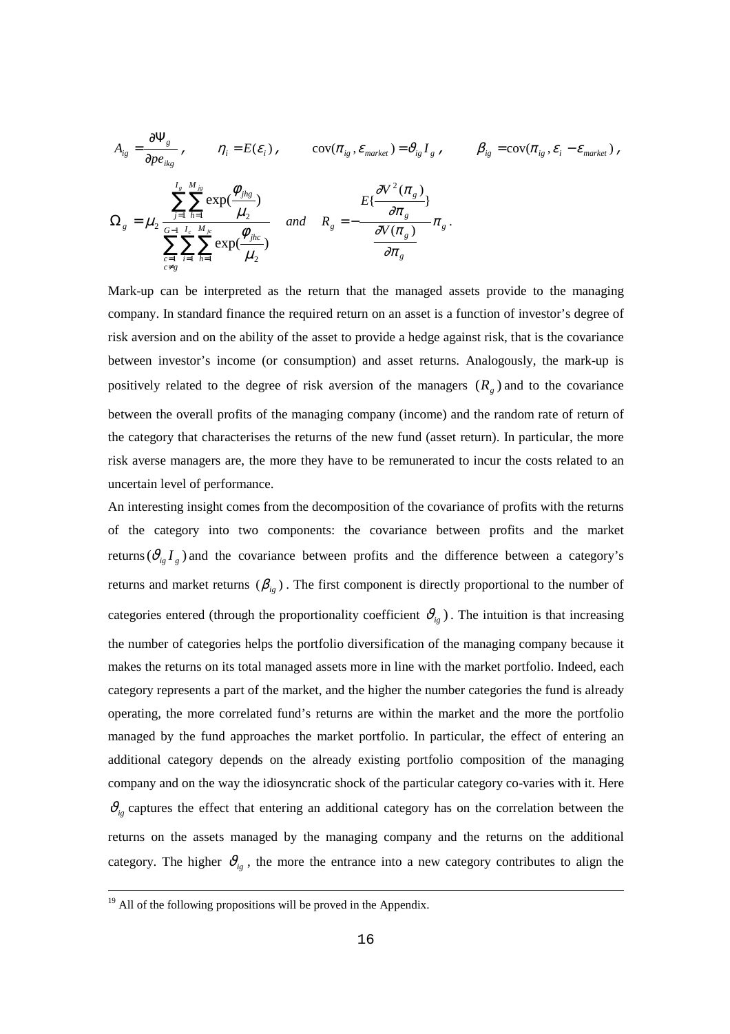$$A_{ig} = \frac{\partial \Psi_g}{\partial pe_{ikg}}, \qquad \eta_i = E(\varepsilon_i), \qquad \text{cov}(\pi_{ig}, \varepsilon_{market}) = \vartheta_{ig} I_g, \qquad \beta_{ig} = \text{cov}(\pi_{ig}, \varepsilon_i - \varepsilon_{market}),$$

$$\Omega_g = \mu_2 \frac{\sum_{j=1}^{I_g} \sum_{h=1}^{M_{jg}} \exp(\frac{\phi_{jhg}}{\mu_2})}{\sum_{\substack{c=1 \\ c \neq g}}^{G-1} \sum_{i=1}^{I_c} \sum_{h=1}^{M_{jc}} \exp(\frac{\phi_{jhc}}{\mu_2})} \quad and \quad R_g = -\frac{E\{\frac{\partial V^2(\pi_g)}{\partial \pi_g}\}}{\frac{\partial V(\pi_g)}{\partial \pi_g}} \pi_g .$$

Mark-up can be interpreted as the return that the managed assets provide to the managing company. In standard finance the required return on an asset is a function of investor's degree of risk aversion and on the ability of the asset to provide a hedge against risk, that is the covariance between investor's income (or consumption) and asset returns. Analogously, the mark-up is positively related to the degree of risk aversion of the managers $(R_g)$ and to the covariance between the overall profits of the managing company (income) and the random rate of return of the category that characterises the returns of the new fund (asset return). In particular, the more risk averse managers are, the more they have to be remunerated to incur the costs related to an uncertain level of performance.

An interesting insight comes from the decomposition of the covariance of profits with the returns of the category into two components: the covariance between profits and the market returns $(\vartheta_{ig} I_g)$ and the covariance between profits and the difference between a category's returns and market returns $(\beta_{ig})$. The first component is directly proportional to the number of categories entered (through the proportionality coefficient $\vartheta_{ig}$). The intuition is that increasing the number of categories helps the portfolio diversification of the managing company because it makes the returns on its total managed assets more in line with the market portfolio. Indeed, each category represents a part of the market, and the higher the number categories the fund is already operating, the more correlated fund's returns are within the market and the more the portfolio managed by the fund approaches the market portfolio. In particular, the effect of entering an additional category depends on the already existing portfolio composition of the managing company and on the way the idiosyncratic shock of the particular category co-varies with it. Here $\vartheta_{ig}$ captures the effect that entering an additional category has on the correlation between the returns on the assets managed by the managing company and the returns on the additional category. The higher $\vartheta_{ig}$, the more the entrance into a new category contributes to align the

[19] All of the following propositions will be proved in the Appendix.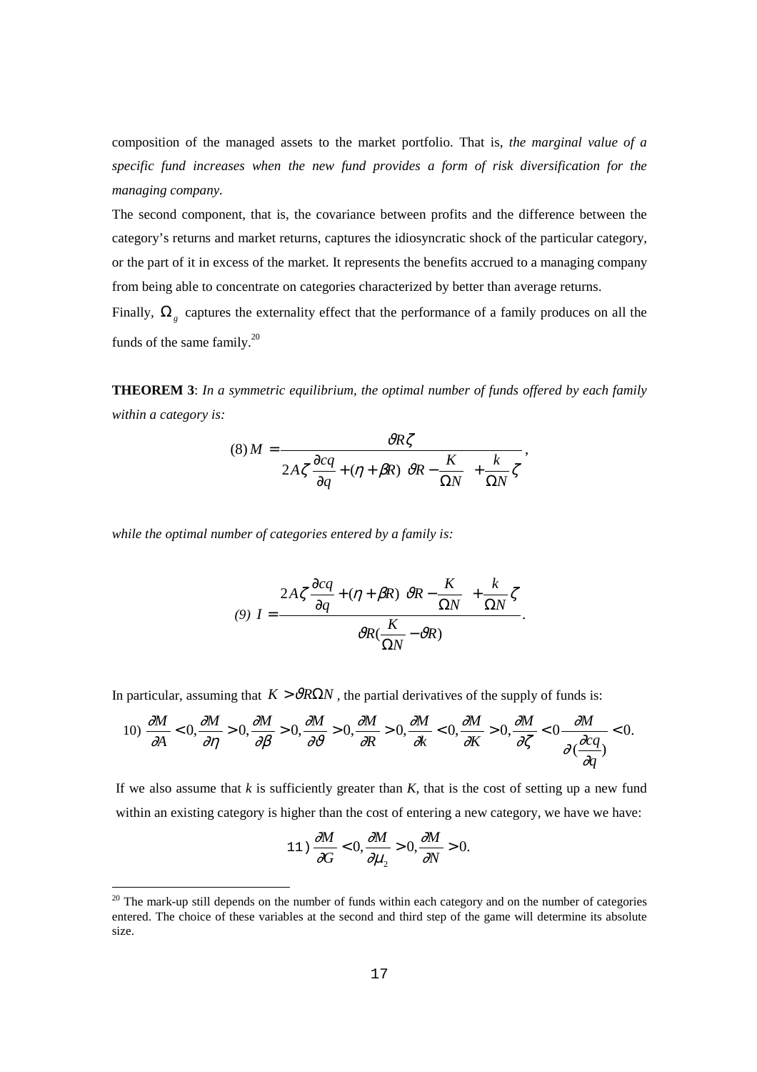composition of the managed assets to the market portfolio. That is, *the marginal value of a specific fund increases when the new fund provides a form of risk diversification for the managing company.*

The second component, that is, the covariance between profits and the difference between the category's returns and market returns, captures the idiosyncratic shock of the particular category, or the part of it in excess of the market. It represents the benefits accrued to a managing company from being able to concentrate on categories characterized by better than average returns.

Finally, $\Omega_g$ captures the externality effect that the performance of a family produces on all the funds of the same family.[20]

**THEOREM 3**: *In a symmetric equilibrium, the optimal number of funds offered by each family within a category is:*

$$(8)\, M = \frac{\vartheta R \zeta}{2A\zeta \frac{\partial cq}{\partial q} + (\eta + \beta R)\left(\vartheta R - \frac{K}{\Omega N}\right) + \frac{k}{\Omega N}\zeta},$$

*while the optimal number of categories entered by a family is:*

$$(9)\; I = \frac{2A\zeta \frac{\partial cq}{\partial q} + (\eta + \beta R)\left(\vartheta R - \frac{K}{\Omega N}\right) + \frac{k}{\Omega N}\zeta}{\vartheta R(\frac{K}{\Omega N} - \vartheta R)}.$$

In particular, assuming that $K > \vartheta R \Omega N$, the partial derivatives of the supply of funds is:

$$10)\; \frac{\partial M}{\partial A} < 0, \frac{\partial M}{\partial \eta} > 0, \frac{\partial M}{\partial \beta} > 0, \frac{\partial M}{\partial \vartheta} > 0, \frac{\partial M}{\partial R} > 0, \frac{\partial M}{\partial k} < 0, \frac{\partial M}{\partial K} > 0, \frac{\partial M}{\partial \zeta} < 0\; \frac{\partial M}{\partial (\frac{\partial cq}{\partial q})} < 0.$$

If we also assume that *k* is sufficiently greater than *K*, that is the cost of setting up a new fund within an existing category is higher than the cost of entering a new category, we have we have:

$$11)\; \frac{\partial M}{\partial G} < 0, \frac{\partial M}{\partial \mu_2} > 0, \frac{\partial M}{\partial N} > 0.$$

[20] The mark-up still depends on the number of funds within each category and on the number of categories entered. The choice of these variables at the second and third step of the game will determine its absolute size.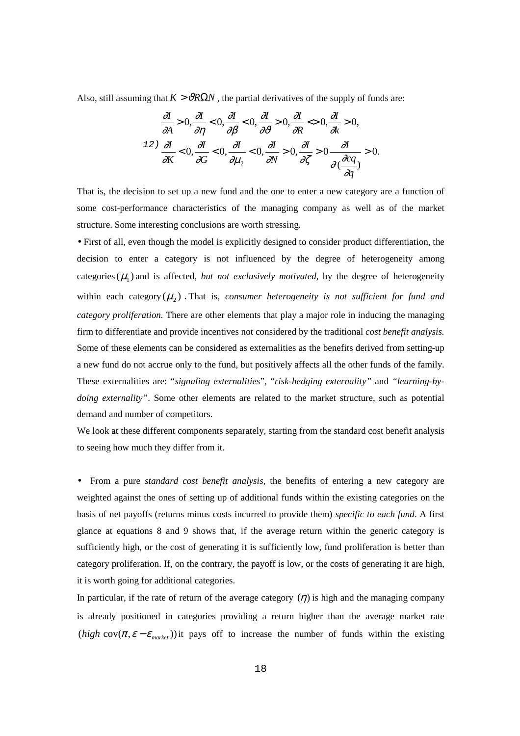Also, still assuming that $K > \vartheta R \Omega N$, the partial derivatives of the supply of funds are:

$$
\begin{aligned}
&\frac{\partial I}{\partial A} > 0, \frac{\partial I}{\partial \eta} < 0, \frac{\partial I}{\partial \beta} < 0, \frac{\partial I}{\partial \vartheta} > 0, \frac{\partial I}{\partial R} <> 0, \frac{\partial I}{\partial k} > 0, \\
12)\ &\frac{\partial I}{\partial K} < 0, \frac{\partial I}{\partial G} < 0, \frac{\partial I}{\partial \mu_2} < 0, \frac{\partial I}{\partial N} > 0, \frac{\partial I}{\partial \zeta} > 0\ \frac{\partial I}{\partial (\frac{\partial cq}{\partial q})} > 0.
\end{aligned}
$$

That is, the decision to set up a new fund and the one to enter a new category are a function of some cost-performance characteristics of the managing company as well as of the market structure. Some interesting conclusions are worth stressing.

• First of all, even though the model is explicitly designed to consider product differentiation, the decision to enter a category is not influenced by the degree of heterogeneity among categories $(\mu_1)$ and is affected, *but not exclusively motivated*, by the degree of heterogeneity within each category $(\mu_2)$. That is, *consumer heterogeneity is not sufficient for fund and category proliferation.* There are other elements that play a major role in inducing the managing firm to differentiate and provide incentives not considered by the traditional *cost benefit analysis.* Some of these elements can be considered as externalities as the benefits derived from setting-up a new fund do not accrue only to the fund, but positively affects all the other funds of the family. These externalities are: "*signaling externalities*", "*risk-hedging externality*" and "*learning-by-doing externality*". Some other elements are related to the market structure, such as potential demand and number of competitors.

We look at these different components separately, starting from the standard cost benefit analysis to seeing how much they differ from it.

• From a pure *standard cost benefit analysis*, the benefits of entering a new category are weighted against the ones of setting up of additional funds within the existing categories on the basis of net payoffs (returns minus costs incurred to provide them) *specific to each fund*. A first glance at equations 8 and 9 shows that, if the average return within the generic category is sufficiently high, or the cost of generating it is sufficiently low, fund proliferation is better than category proliferation. If, on the contrary, the payoff is low, or the costs of generating it are high, it is worth going for additional categories.

In particular, if the rate of return of the average category $(\eta)$ is high and the managing company is already positioned in categories providing a return higher than the average market rate (*high* $\text{cov}(\pi, \varepsilon - \varepsilon_{market})$) it pays off to increase the number of funds within the existing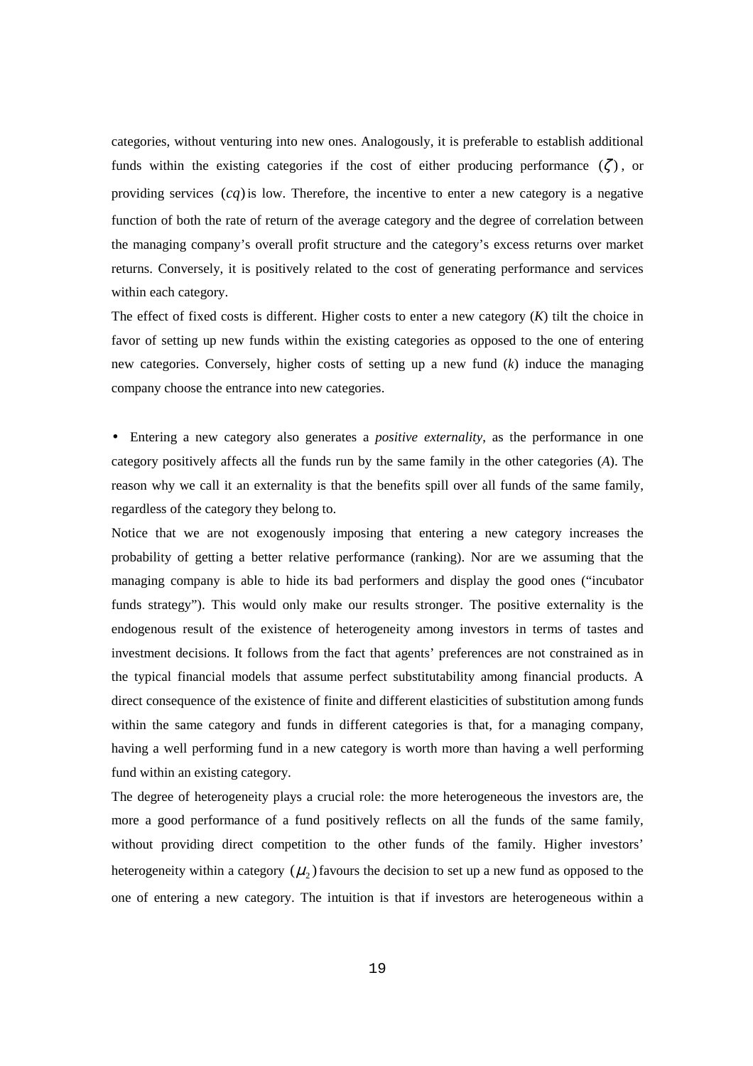categories, without venturing into new ones. Analogously, it is preferable to establish additional funds within the existing categories if the cost of either producing performance $(\zeta)$, or providing services $(cq)$ is low. Therefore, the incentive to enter a new category is a negative function of both the rate of return of the average category and the degree of correlation between the managing company's overall profit structure and the category's excess returns over market returns. Conversely, it is positively related to the cost of generating performance and services within each category.

The effect of fixed costs is different. Higher costs to enter a new category ($K$) tilt the choice in favor of setting up new funds within the existing categories as opposed to the one of entering new categories. Conversely, higher costs of setting up a new fund ($k$) induce the managing company choose the entrance into new categories.

- Entering a new category also generates a *positive externality*, as the performance in one category positively affects all the funds run by the same family in the other categories ($A$). The reason why we call it an externality is that the benefits spill over all funds of the same family, regardless of the category they belong to.

Notice that we are not exogenously imposing that entering a new category increases the probability of getting a better relative performance (ranking). Nor are we assuming that the managing company is able to hide its bad performers and display the good ones ("incubator funds strategy"). This would only make our results stronger. The positive externality is the endogenous result of the existence of heterogeneity among investors in terms of tastes and investment decisions. It follows from the fact that agents' preferences are not constrained as in the typical financial models that assume perfect substitutability among financial products. A direct consequence of the existence of finite and different elasticities of substitution among funds within the same category and funds in different categories is that, for a managing company, having a well performing fund in a new category is worth more than having a well performing fund within an existing category.

The degree of heterogeneity plays a crucial role: the more heterogeneous the investors are, the more a good performance of a fund positively reflects on all the funds of the same family, without providing direct competition to the other funds of the family. Higher investors' heterogeneity within a category $(\mu_2)$ favours the decision to set up a new fund as opposed to the one of entering a new category. The intuition is that if investors are heterogeneous within a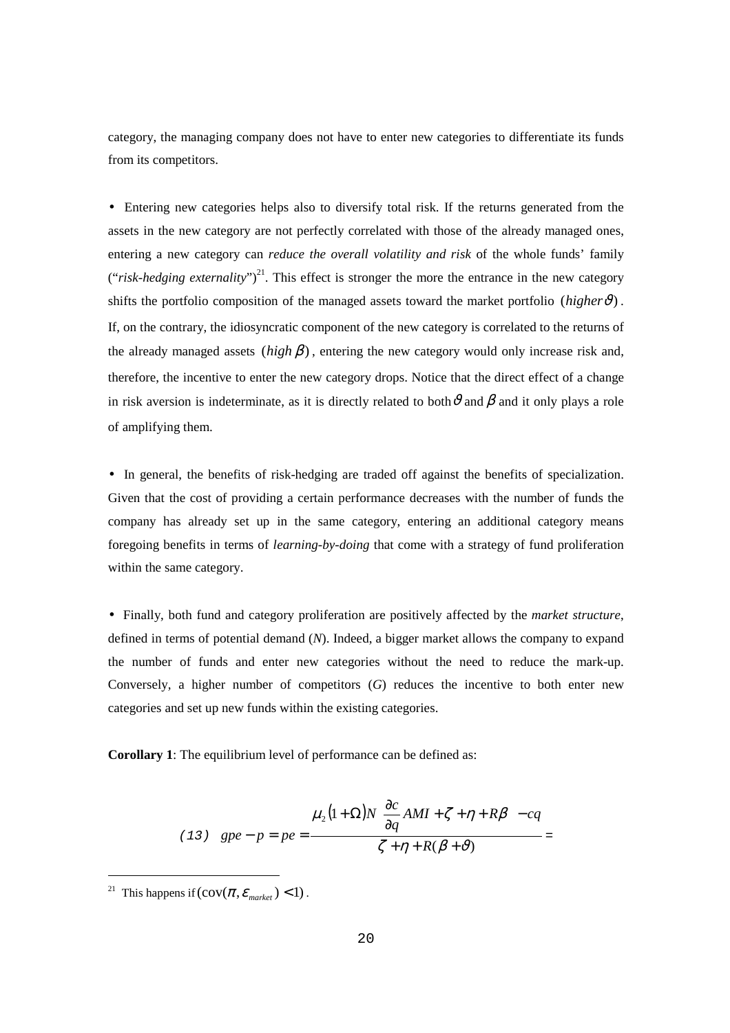category, the managing company does not have to enter new categories to differentiate its funds from its competitors.

- Entering new categories helps also to diversify total risk. If the returns generated from the assets in the new category are not perfectly correlated with those of the already managed ones, entering a new category can *reduce the overall volatility and risk* of the whole funds' family ("*risk-hedging externality*")[21]. This effect is stronger the more the entrance in the new category shifts the portfolio composition of the managed assets toward the market portfolio $(higher\,\vartheta)$. If, on the contrary, the idiosyncratic component of the new category is correlated to the returns of the already managed assets $(high\,\beta)$, entering the new category would only increase risk and, therefore, the incentive to enter the new category drops. Notice that the direct effect of a change in risk aversion is indeterminate, as it is directly related to both $\vartheta$ and $\beta$ and it only plays a role of amplifying them.

- In general, the benefits of risk-hedging are traded off against the benefits of specialization. Given that the cost of providing a certain performance decreases with the number of funds the company has already set up in the same category, entering an additional category means foregoing benefits in terms of *learning-by-doing* that come with a strategy of fund proliferation within the same category.

- Finally, both fund and category proliferation are positively affected by the *market structure*, defined in terms of potential demand (*N*). Indeed, a bigger market allows the company to expand the number of funds and enter new categories without the need to reduce the mark-up. Conversely, a higher number of competitors (*G*) reduces the incentive to both enter new categories and set up new funds within the existing categories.

**Corollary 1**: The equilibrium level of performance can be defined as:

$$(13)\quad gpe - p = pe = \frac{\mu_2(1+\Omega)N\left(\frac{\partial c}{\partial q}AMI + \zeta + \eta + R\beta\right) - cq}{\zeta + \eta + R(\beta + \vartheta)} =$$

[21] This happens if $(\mathrm{cov}(\pi, \varepsilon_{market}) < 1)$.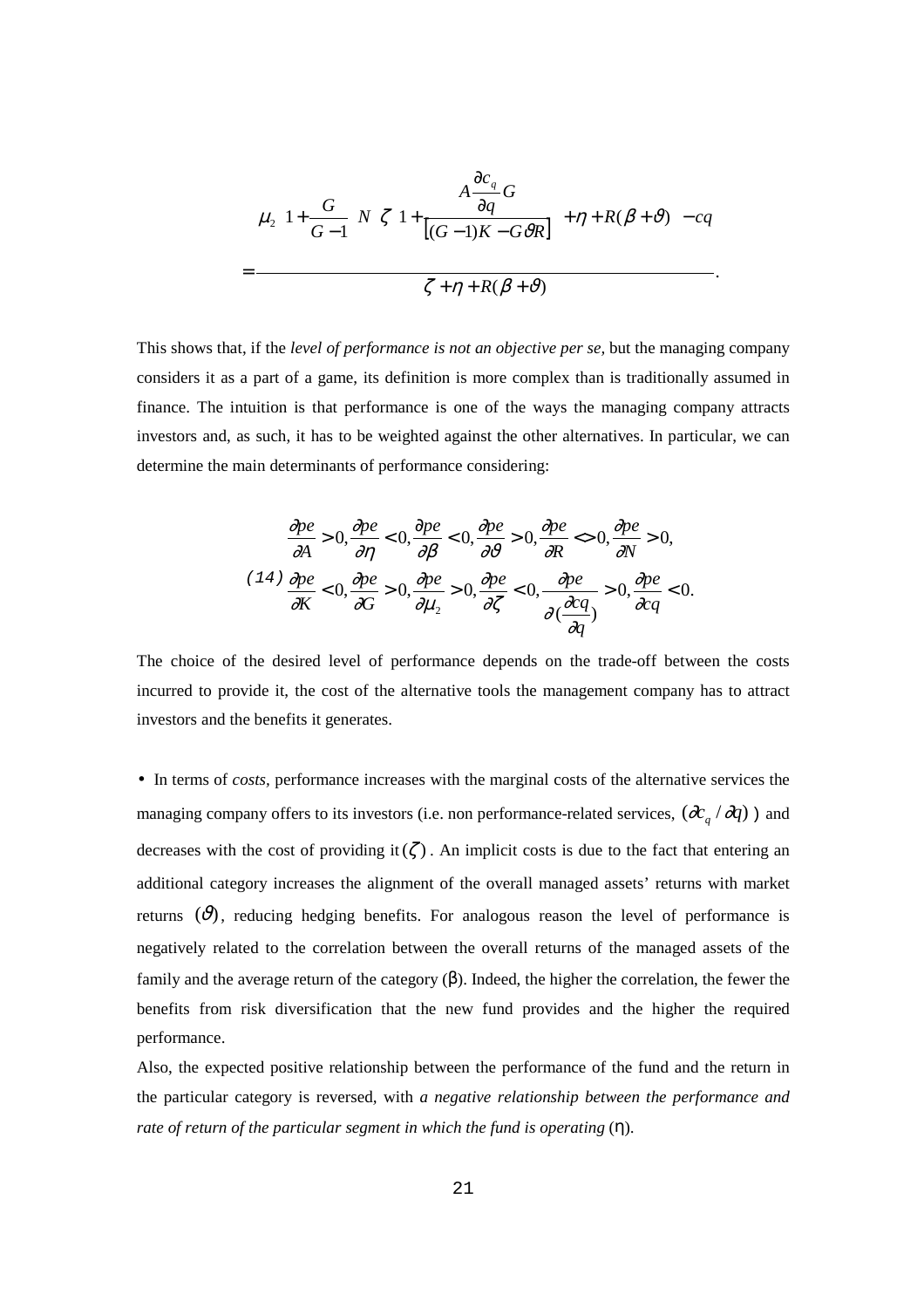$$
= \frac{\mu_2 \left(1 + \frac{G}{G-1}\right) N \left(\zeta \left(1 + \frac{A \frac{\partial c_q}{\partial q} G}{\left[(G-1)K - G\vartheta R\right]}\right) + \eta + R(\beta + \vartheta)\right) - cq}{\zeta + \eta + R(\beta + \vartheta)}.
$$

This shows that, if the *level of performance is not an objective per se*, but the managing company considers it as a part of a game, its definition is more complex than is traditionally assumed in finance. The intuition is that performance is one of the ways the managing company attracts investors and, as such, it has to be weighted against the other alternatives. In particular, we can determine the main determinants of performance considering:

$$
(14) \quad \begin{array}{l} \frac{\partial pe}{\partial A} > 0, \frac{\partial pe}{\partial \eta} < 0, \frac{\partial pe}{\partial \beta} < 0, \frac{\partial pe}{\partial \vartheta} > 0, \frac{\partial pe}{\partial R} <> 0, \frac{\partial pe}{\partial N} > 0, \\ \frac{\partial pe}{\partial K} < 0, \frac{\partial pe}{\partial G} > 0, \frac{\partial pe}{\partial \mu_2} > 0, \frac{\partial pe}{\partial \zeta} < 0, \frac{\partial pe}{\partial (\frac{\partial cq}{\partial q})} > 0, \frac{\partial pe}{\partial cq} < 0. \end{array}
$$

The choice of the desired level of performance depends on the trade-off between the costs incurred to provide it, the cost of the alternative tools the management company has to attract investors and the benefits it generates.

- In terms of *costs*, performance increases with the marginal costs of the alternative services the managing company offers to its investors (i.e. non performance-related services, $(\partial c_q / \partial q)$) and decreases with the cost of providing it $(\zeta)$. An implicit costs is due to the fact that entering an additional category increases the alignment of the overall managed assets' returns with market returns $(\vartheta)$, reducing hedging benefits. For analogous reason the level of performance is negatively related to the correlation between the overall returns of the managed assets of the family and the average return of the category ($\beta$). Indeed, the higher the correlation, the fewer the benefits from risk diversification that the new fund provides and the higher the required performance.

Also, the expected positive relationship between the performance of the fund and the return in the particular category is reversed, with *a negative relationship between the performance and rate of return of the particular segment in which the fund is operating* ($\eta$).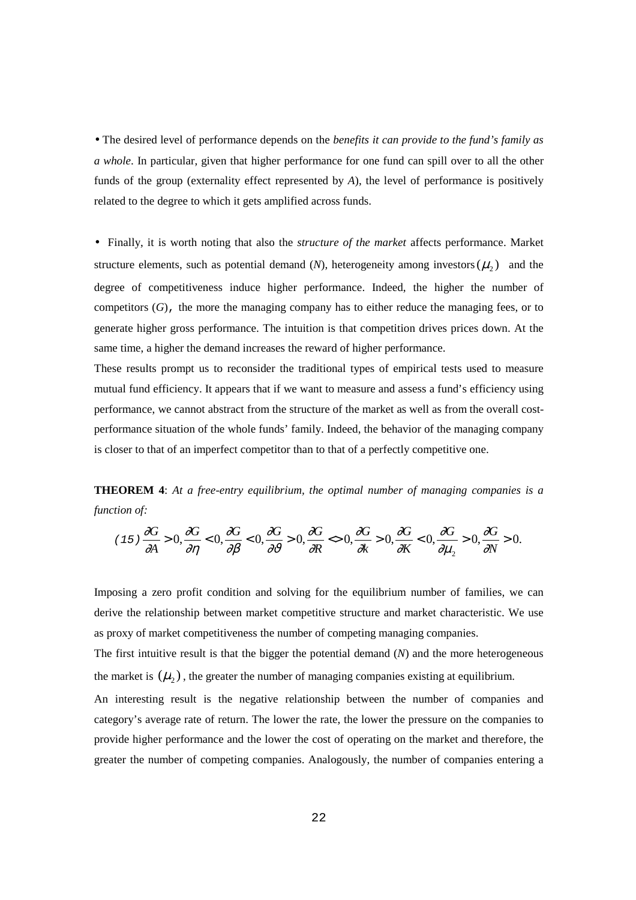- The desired level of performance depends on the *benefits it can provide to the fund's family as a whole*. In particular, given that higher performance for one fund can spill over to all the other funds of the group (externality effect represented by *A*), the level of performance is positively related to the degree to which it gets amplified across funds.

- Finally, it is worth noting that also the *structure of the market* affects performance. Market structure elements, such as potential demand (*N*), heterogeneity among investors $(\mu_2)$ and the degree of competitiveness induce higher performance. Indeed, the higher the number of competitors (*G*), the more the managing company has to either reduce the managing fees, or to generate higher gross performance. The intuition is that competition drives prices down. At the same time, a higher the demand increases the reward of higher performance.

These results prompt us to reconsider the traditional types of empirical tests used to measure mutual fund efficiency. It appears that if we want to measure and assess a fund's efficiency using performance, we cannot abstract from the structure of the market as well as from the overall cost-performance situation of the whole funds' family. Indeed, the behavior of the managing company is closer to that of an imperfect competitor than to that of a perfectly competitive one.

**THEOREM 4**: *At a free-entry equilibrium, the optimal number of managing companies is a function of:*

$$(15)\ \frac{\partial G}{\partial A} > 0, \frac{\partial G}{\partial \eta} < 0, \frac{\partial G}{\partial \beta} < 0, \frac{\partial G}{\partial \vartheta} > 0, \frac{\partial G}{\partial R} <> 0, \frac{\partial G}{\partial k} > 0, \frac{\partial G}{\partial K} < 0, \frac{\partial G}{\partial \mu_2} > 0, \frac{\partial G}{\partial N} > 0.$$

Imposing a zero profit condition and solving for the equilibrium number of families, we can derive the relationship between market competitive structure and market characteristic. We use as proxy of market competitiveness the number of competing managing companies.

The first intuitive result is that the bigger the potential demand (*N*) and the more heterogeneous the market is $(\mu_2)$, the greater the number of managing companies existing at equilibrium.

An interesting result is the negative relationship between the number of companies and category's average rate of return. The lower the rate, the lower the pressure on the companies to provide higher performance and the lower the cost of operating on the market and therefore, the greater the number of competing companies. Analogously, the number of companies entering a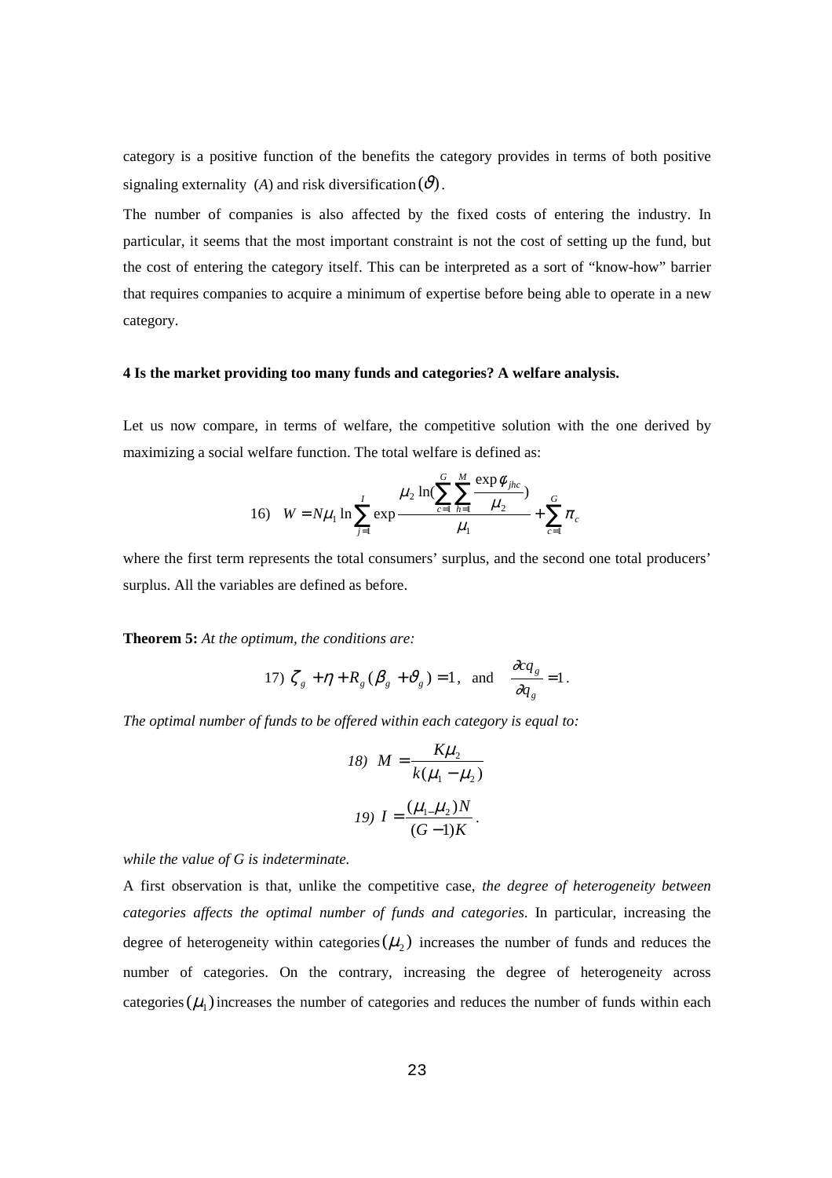category is a positive function of the benefits the category provides in terms of both positive signaling externality ($A$) and risk diversification $(\vartheta)$.

The number of companies is also affected by the fixed costs of entering the industry. In particular, it seems that the most important constraint is not the cost of setting up the fund, but the cost of entering the category itself. This can be interpreted as a sort of "know-how" barrier that requires companies to acquire a minimum of expertise before being able to operate in a new category.

## 4 Is the market providing too many funds and categories? A welfare analysis.

Let us now compare, in terms of welfare, the competitive solution with the one derived by maximizing a social welfare function. The total welfare is defined as:

$$16)\quad W = N\mu_1 \ln \sum_{j=1}^{I} \exp \frac{\mu_2 \ln\left(\sum_{c=1}^{G} \sum_{h=1}^{M} \frac{\exp \phi_{jhc}}{\mu_2}\right)}{\mu_1} + \sum_{c=1}^{G} \pi_c$$

where the first term represents the total consumers' surplus, and the second one total producers' surplus. All the variables are defined as before.

**Theorem 5:** *At the optimum, the conditions are:*

$$17)\ \zeta_g + \eta + R_g(\beta_g + \vartheta_g) = 1, \quad \text{and} \quad \frac{\partial c q_g}{\partial q_g} = 1.$$

*The optimal number of funds to be offered within each category is equal to:*

$$18)\ M = \frac{K\mu_2}{k(\mu_1 - \mu_2)}$$

$$19)\ I = \frac{(\mu_1 - \mu_2)N}{(G-1)K}.$$

*while the value of G is indeterminate.*

A first observation is that, unlike the competitive case, *the degree of heterogeneity between categories affects the optimal number of funds and categories.* In particular, increasing the degree of heterogeneity within categories $(\mu_2)$ increases the number of funds and reduces the number of categories. On the contrary, increasing the degree of heterogeneity across categories $(\mu_1)$ increases the number of categories and reduces the number of funds within each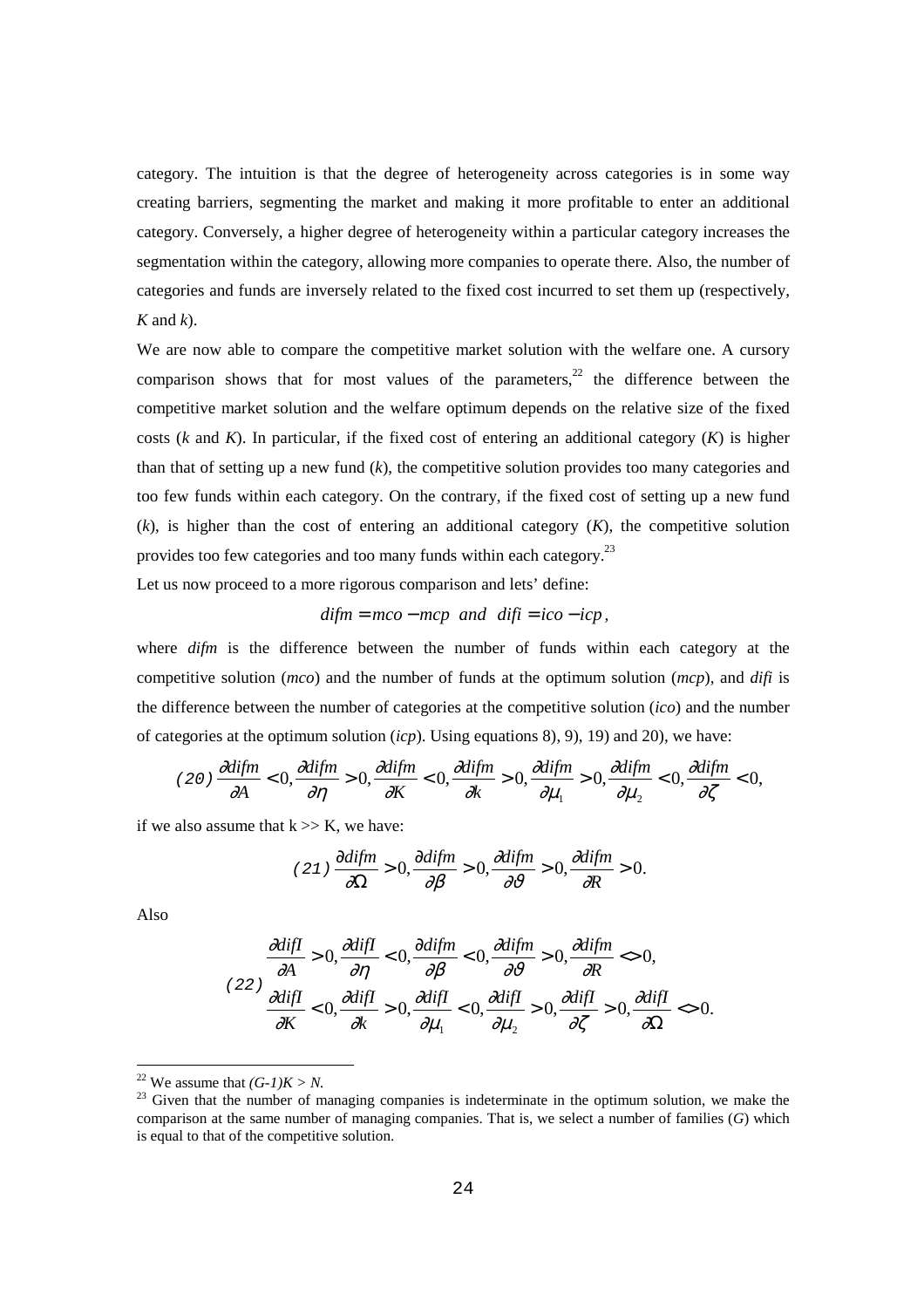category. The intuition is that the degree of heterogeneity across categories is in some way creating barriers, segmenting the market and making it more profitable to enter an additional category. Conversely, a higher degree of heterogeneity within a particular category increases the segmentation within the category, allowing more companies to operate there. Also, the number of categories and funds are inversely related to the fixed cost incurred to set them up (respectively, $K$ and $k$).

We are now able to compare the competitive market solution with the welfare one. A cursory comparison shows that for most values of the parameters,[22] the difference between the competitive market solution and the welfare optimum depends on the relative size of the fixed costs ($k$ and $K$). In particular, if the fixed cost of entering an additional category ($K$) is higher than that of setting up a new fund ($k$), the competitive solution provides too many categories and too few funds within each category. On the contrary, if the fixed cost of setting up a new fund ($k$), is higher than the cost of entering an additional category ($K$), the competitive solution provides too few categories and too many funds within each category.[23]

Let us now proceed to a more rigorous comparison and lets' define:

$$difm = mco - mcp \;\; and \;\; difi = ico - icp,$$

where *difm* is the difference between the number of funds within each category at the competitive solution (*mco*) and the number of funds at the optimum solution (*mcp*), and *difi* is the difference between the number of categories at the competitive solution (*ico*) and the number of categories at the optimum solution (*icp*). Using equations 8), 9), 19) and 20), we have:

$$(20)\; \frac{\partial difm}{\partial A} < 0, \frac{\partial difm}{\partial \eta} > 0, \frac{\partial difm}{\partial K} < 0, \frac{\partial difm}{\partial k} > 0, \frac{\partial difm}{\partial \mu_1} > 0, \frac{\partial difm}{\partial \mu_2} < 0, \frac{\partial difm}{\partial \zeta} < 0,$$

if we also assume that k >> K, we have:

$$(21)\; \frac{\partial difm}{\partial \Omega} > 0, \frac{\partial difm}{\partial \beta} > 0, \frac{\partial difm}{\partial \vartheta} > 0, \frac{\partial difm}{\partial R} > 0.$$

Also

$$(22)\; \begin{array}{l} \dfrac{\partial difI}{\partial A} > 0, \dfrac{\partial difI}{\partial \eta} < 0, \dfrac{\partial difm}{\partial \beta} < 0, \dfrac{\partial difm}{\partial \vartheta} > 0, \dfrac{\partial difm}{\partial R} <> 0, \\ \dfrac{\partial difI}{\partial K} < 0, \dfrac{\partial difI}{\partial k} > 0, \dfrac{\partial difI}{\partial \mu_1} < 0, \dfrac{\partial difI}{\partial \mu_2} > 0, \dfrac{\partial difI}{\partial \zeta} > 0, \dfrac{\partial difI}{\partial \Omega} <> 0. \end{array}$$

---

[22] We assume that $(G-1)K > N$.

[23] Given that the number of managing companies is indeterminate in the optimum solution, we make the comparison at the same number of managing companies. That is, we select a number of families ($G$) which is equal to that of the competitive solution.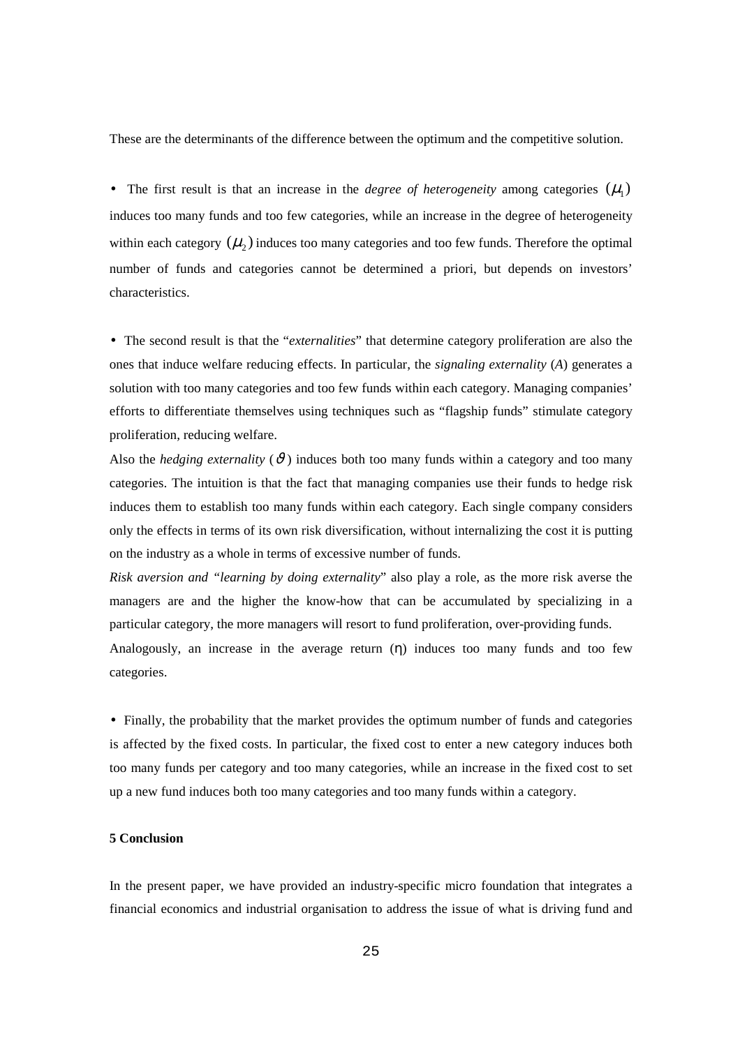These are the determinants of the difference between the optimum and the competitive solution.

- The first result is that an increase in the *degree of heterogeneity* among categories $(\mu_1)$ induces too many funds and too few categories, while an increase in the degree of heterogeneity within each category $(\mu_2)$ induces too many categories and too few funds. Therefore the optimal number of funds and categories cannot be determined a priori, but depends on investors' characteristics.

- The second result is that the "*externalities*" that determine category proliferation are also the ones that induce welfare reducing effects. In particular, the *signaling externality* (*A*) generates a solution with too many categories and too few funds within each category. Managing companies' efforts to differentiate themselves using techniques such as "flagship funds" stimulate category proliferation, reducing welfare.

Also the *hedging externality* ($\vartheta$) induces both too many funds within a category and too many categories. The intuition is that the fact that managing companies use their funds to hedge risk induces them to establish too many funds within each category. Each single company considers only the effects in terms of its own risk diversification, without internalizing the cost it is putting on the industry as a whole in terms of excessive number of funds.

*Risk aversion and "learning by doing externality*" also play a role, as the more risk averse the managers are and the higher the know-how that can be accumulated by specializing in a particular category, the more managers will resort to fund proliferation, over-providing funds.

Analogously, an increase in the average return ($\eta$) induces too many funds and too few categories.

- Finally, the probability that the market provides the optimum number of funds and categories is affected by the fixed costs. In particular, the fixed cost to enter a new category induces both too many funds per category and too many categories, while an increase in the fixed cost to set up a new fund induces both too many categories and too many funds within a category.

**5 Conclusion**

In the present paper, we have provided an industry-specific micro foundation that integrates a financial economics and industrial organisation to address the issue of what is driving fund and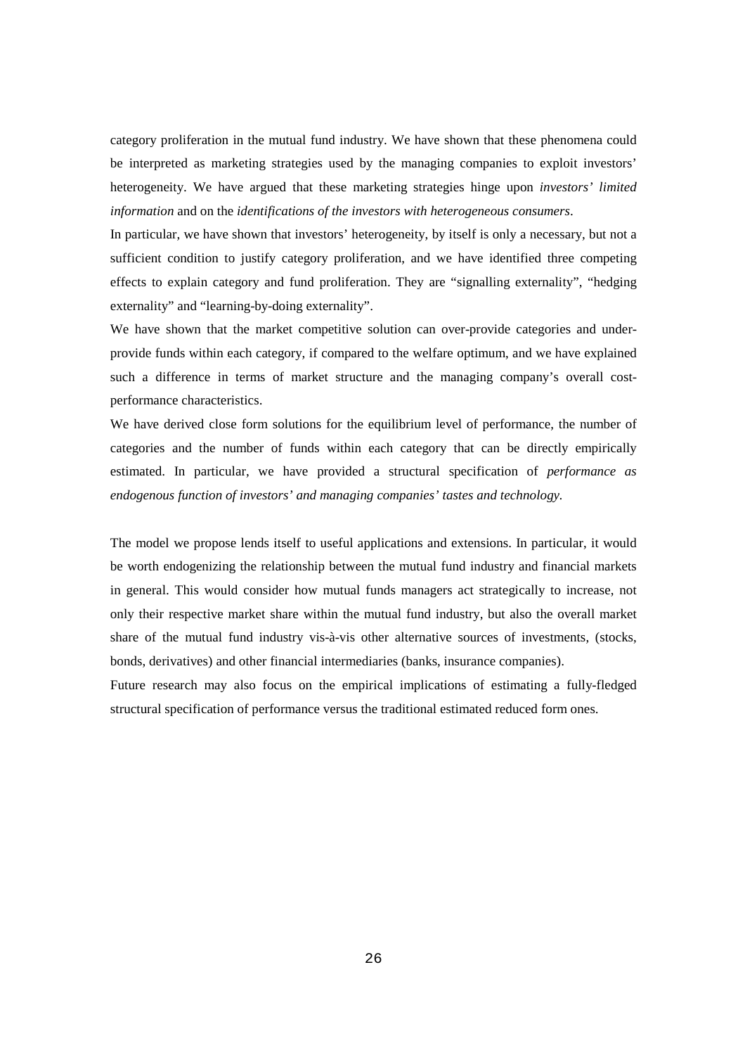category proliferation in the mutual fund industry. We have shown that these phenomena could be interpreted as marketing strategies used by the managing companies to exploit investors' heterogeneity. We have argued that these marketing strategies hinge upon *investors' limited information* and on the *identifications of the investors with heterogeneous consumers*.

In particular, we have shown that investors' heterogeneity, by itself is only a necessary, but not a sufficient condition to justify category proliferation, and we have identified three competing effects to explain category and fund proliferation. They are "signalling externality", "hedging externality" and "learning-by-doing externality".

We have shown that the market competitive solution can over-provide categories and under-provide funds within each category, if compared to the welfare optimum, and we have explained such a difference in terms of market structure and the managing company's overall cost-performance characteristics.

We have derived close form solutions for the equilibrium level of performance, the number of categories and the number of funds within each category that can be directly empirically estimated. In particular, we have provided a structural specification of *performance as endogenous function of investors' and managing companies' tastes and technology.*

The model we propose lends itself to useful applications and extensions. In particular, it would be worth endogenizing the relationship between the mutual fund industry and financial markets in general. This would consider how mutual funds managers act strategically to increase, not only their respective market share within the mutual fund industry, but also the overall market share of the mutual fund industry vis-à-vis other alternative sources of investments, (stocks, bonds, derivatives) and other financial intermediaries (banks, insurance companies).

Future research may also focus on the empirical implications of estimating a fully-fledged structural specification of performance versus the traditional estimated reduced form ones.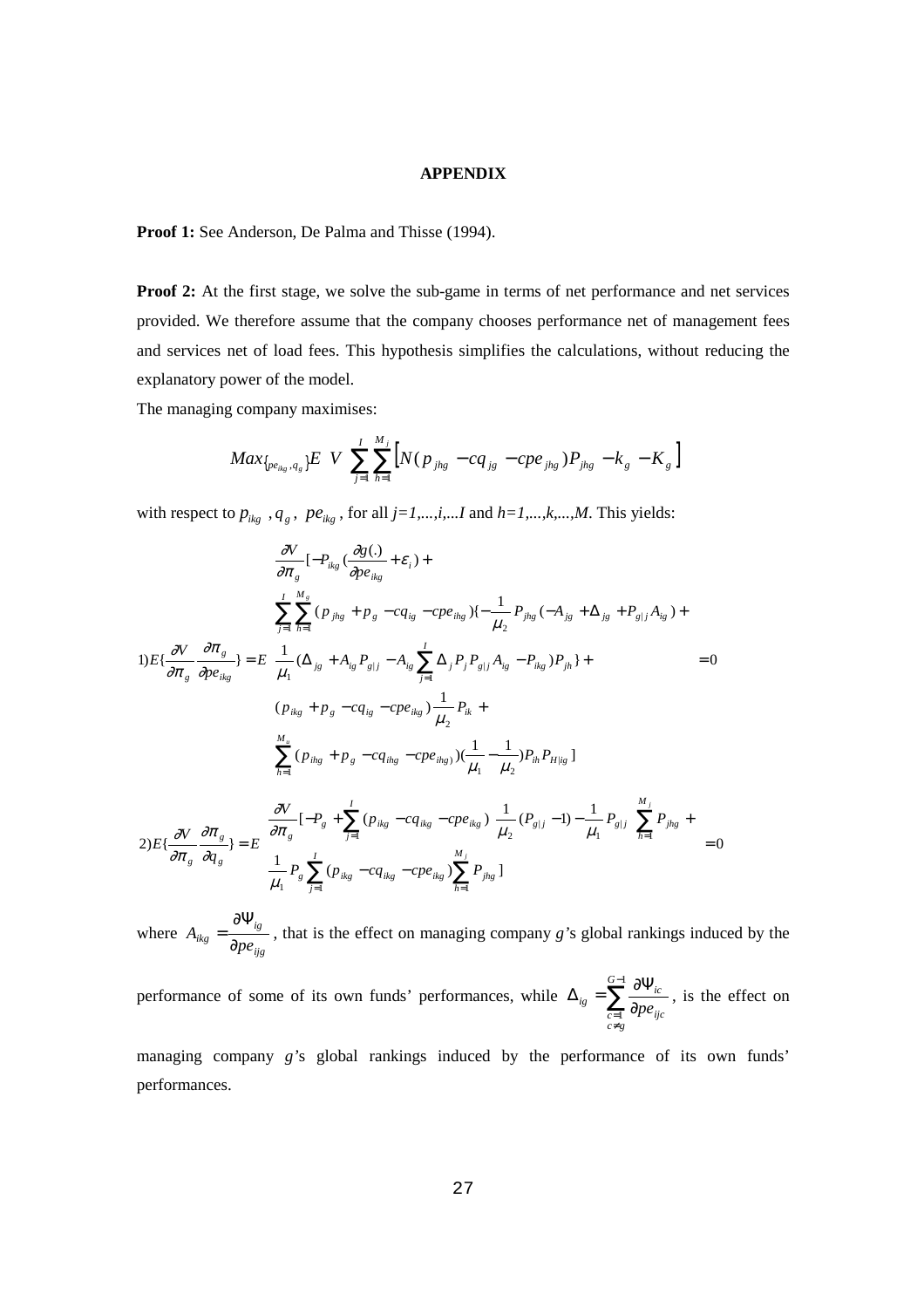**APPENDIX**

**Proof 1:** See Anderson, De Palma and Thisse (1994).

**Proof 2:** At the first stage, we solve the sub-game in terms of net performance and net services provided. We therefore assume that the company chooses performance net of management fees and services net of load fees. This hypothesis simplifies the calculations, without reducing the explanatory power of the model.

The managing company maximises:

$$Max_{\{pe_{ikg},q_g\}}E\left[V\left(\sum_{j=1}^{I}\sum_{h=1}^{M_j}\left[N(p_{jhg}-cq_{jg}-cpe_{jhg})P_{jhg}-k_g-K_g\right]\right)\right]$$

with respect to $p_{ikg}$ , $q_g$ , $pe_{ikg}$ , for all $j=1,...,i,...I$ and $h=1,...,k,...,M$. This yields:

$$1)E\{\frac{\partial V}{\partial \pi_g}\frac{\partial \pi_g}{\partial pe_{ikg}}\}=E\left[\begin{array}{l}\frac{\partial V}{\partial \pi_g}[-P_{ikg}(\frac{\partial g(.)}{\partial pe_{ikg}}+\varepsilon_i)+\\ \sum_{j=1}^{I}\sum_{h=1}^{M_g}(p_{jhg}+p_g-cq_{ig}-cpe_{ihg})\{-\frac{1}{\mu_2}P_{jhg}(-A_{jg}+\Delta_{jg}+P_{g|j}A_{ig})+\\ \frac{1}{\mu_1}(\Delta_{jg}+A_{ig}P_{g|j}-A_{ig}\sum_{j=1}^{I}\Delta_j P_j P_{g|j}A_{ig}-P_{ikg})P_{jh}\}+\\ (p_{ikg}+p_g-cq_{ig}-cpe_{ikg})\frac{1}{\mu_2}P_{ik}+\\ \sum_{h=1}^{M_u}(p_{ihg}+p_g-cq_{ihg}-cpe_{ihg})(\frac{1}{\mu_1}-\frac{1}{\mu_2})P_{ih}P_{H|ig}]\end{array}\right]=0$$

$$2)E\{\frac{\partial V}{\partial \pi_g}\frac{\partial \pi_g}{\partial q_g}\}=E\left[\begin{array}{l}\frac{\partial V}{\partial \pi_g}[-P_g+\sum_{j=1}^{I}(p_{ikg}-cq_{ikg}-cpe_{ikg})\left(\frac{1}{\mu_2}(P_{g|j}-1)-\frac{1}{\mu_1}P_{g|j}\right)\sum_{h=1}^{M_j}P_{jhg}+\\ \frac{1}{\mu_1}P_g\sum_{j=1}^{I}(p_{ikg}-cq_{ikg}-cpe_{ikg})\sum_{h=1}^{M_j}P_{jhg}]\end{array}\right]=0$$

where $A_{ikg}=\frac{\partial \Psi_{ig}}{\partial pe_{ijg}}$, that is the effect on managing company $g$'s global rankings induced by the performance of some of its own funds' performances, while $\Delta_{ig}=\sum_{\substack{c=1\\c\neq g}}^{G-1}\frac{\partial \Psi_{ic}}{\partial pe_{ijc}}$, is the effect on managing company $g$'s global rankings induced by the performance of its own funds' performances.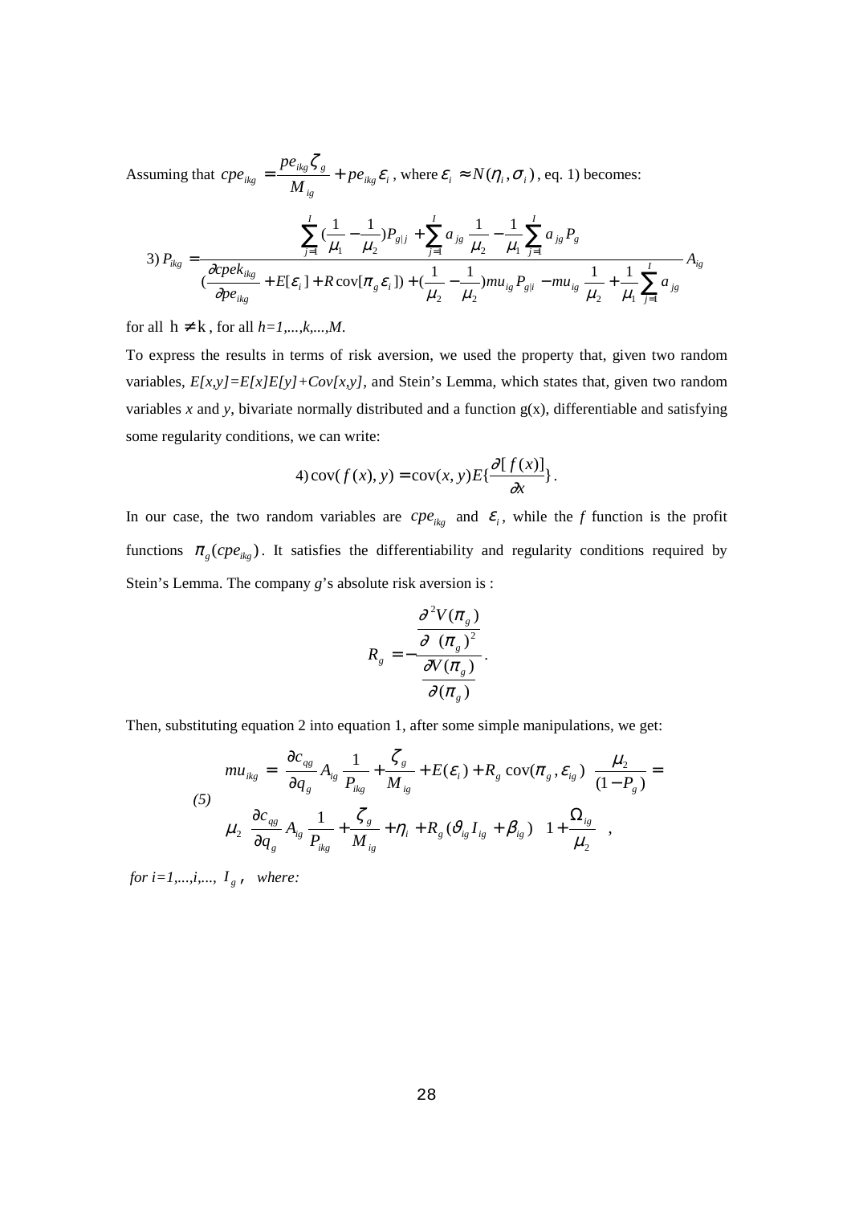Assuming that $cpe_{ikg} = \frac{pe_{ikg}\zeta_g}{M_{ig}} + pe_{ikg}\varepsilon_i$, where $\varepsilon_i \approx N(\eta_i, \sigma_i)$, eq. 1) becomes:

$$3)\; P_{ikg} = \frac{\sum_{j=1}^{I}\left(\frac{1}{\mu_1} - \frac{1}{\mu_2}\right)P_{g|j} + \sum_{j=1}^{I} a_{jg}\left(\frac{1}{\mu_2} - \frac{1}{\mu_1}\sum_{j=1}^{I} a_{jg}P_g\right)}{\left(\frac{\partial cpek_{ikg}}{\partial pe_{ikg}} + E[\varepsilon_i] + R\operatorname{cov}[\pi_g \varepsilon_i]\right) + \left(\frac{1}{\mu_2} - \frac{1}{\mu_2}\right)mu_{ig}P_{g|i} - mu_{ig}\left(\frac{1}{\mu_2} + \frac{1}{\mu_1}\sum_{j=1}^{I} a_{jg}\right)} A_{ig}$$

for all $h \neq k$, for all $h=1,\dots,k,\dots,M$.

To express the results in terms of risk aversion, we used the property that, given two random variables, $E[x,y]=E[x]E[y]+Cov[x,y]$, and Stein's Lemma, which states that, given two random variables $x$ and $y$, bivariate normally distributed and a function g(x), differentiable and satisfying some regularity conditions, we can write:

$$4)\; \operatorname{cov}(f(x), y) = \operatorname{cov}(x, y)E\{\frac{\partial[f(x)]}{\partial x}\}.$$

In our case, the two random variables are $cpe_{ikg}$ and $\varepsilon_i$, while the $f$ function is the profit functions $\pi_g(cpe_{ikg})$. It satisfies the differentiability and regularity conditions required by Stein's Lemma. The company $g$'s absolute risk aversion is :

$$R_g = -\frac{\frac{\partial^2 V(\pi_g)}{\partial (\pi_g)^2}}{\frac{\partial V(\pi_g)}{\partial(\pi_g)}}.$$

Then, substituting equation 2 into equation 1, after some simple manipulations, we get:

$$(5)\quad \begin{aligned} mu_{ikg} &= \left[\frac{\partial c_{qg}}{\partial q_g} A_{ig}\left(\frac{1}{P_{ikg}}\right) + \frac{\zeta_g}{M_{ig}} + E(\varepsilon_i) + R_g \operatorname{cov}(\pi_g, \varepsilon_{ig})\right]\left(\frac{\mu_2}{(1-P_g)}\right) = \\ &\mu_2\left[\frac{\partial c_{qg}}{\partial q_g} A_{ig}\left(\frac{1}{P_{ikg}}\right) + \frac{\zeta_g}{M_{ig}} + \eta_i + R_g(\vartheta_{ig} I_{ig} + \beta_{ig})\right]\left(1 + \frac{\Omega_{ig}}{\mu_2}\right), \end{aligned}$$

*for i=1,...,i,...,* $I_g$ *, where:*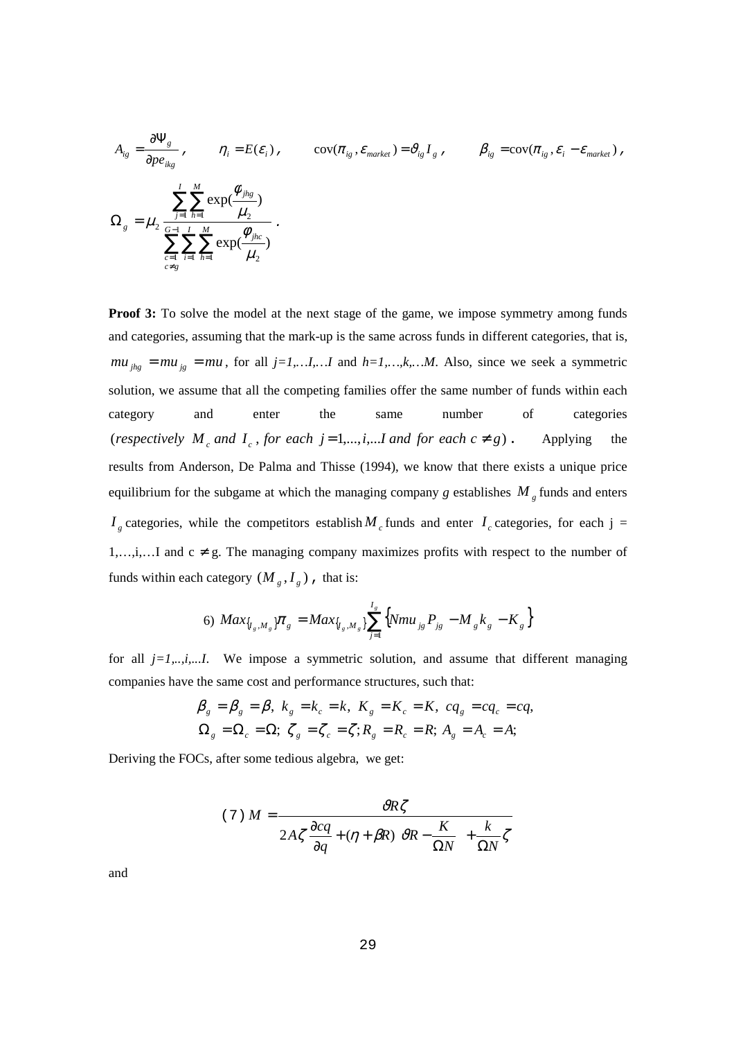$A_{ig} = \dfrac{\partial \Psi_g}{\partial pe_{ikg}}$, $\qquad \eta_i = E(\varepsilon_i)$, $\qquad \text{cov}(\pi_{ig}, \varepsilon_{market}) = \vartheta_{ig} I_g$, $\qquad \beta_{ig} = \text{cov}(\pi_{ig}, \varepsilon_i - \varepsilon_{market})$,

$$\Omega_g = \mu_2 \frac{\sum_{j=1}^{I} \sum_{h=1}^{M} \exp(\frac{\phi_{jhg}}{\mu_2})}{\sum_{\substack{c=1 \\ c \neq g}}^{G-1} \sum_{i=1}^{I} \sum_{h=1}^{M} \exp(\frac{\phi_{jhc}}{\mu_2})}.$$

**Proof 3:** To solve the model at the next stage of the game, we impose symmetry among funds and categories, assuming that the mark-up is the same across funds in different categories, that is, $mu_{jhg} = mu_{jg} = mu$, for all *j=1,…I,…I* and *h=1,…,k,…M*. Also, since we seek a symmetric solution, we assume that all the competing families offer the same number of funds within each category and enter the same number of categories ($respectively\ M_c\ and\ I_c$, $for\ each\ j = 1,...,i,...I\ and\ for\ each\ c \neq g$). Applying the results from Anderson, De Palma and Thisse (1994), we know that there exists a unique price equilibrium for the subgame at which the managing company *g* establishes $M_g$ funds and enters $I_g$ categories, while the competitors establish $M_c$ funds and enter $I_c$ categories, for each j = 1,…,i,…I and c ≠ g. The managing company maximizes profits with respect to the number of funds within each category $(M_g, I_g)$, that is:

$$\text{6)}\ Max_{\{I_g, M_g\}} \pi_g = Max_{\{I_g, M_g\}} \sum_{j=1}^{I_g} \left\{ N mu_{jg} P_{jg} - M_g k_g - K_g \right\}$$

for all *j=1,..,i,...I*. We impose a symmetric solution, and assume that different managing companies have the same cost and performance structures, such that:

$$\beta_g = \beta_g = \beta,\ k_g = k_c = k,\ K_g = K_c = K,\ cq_g = cq_c = cq,$$
$$\Omega_g = \Omega_c = \Omega;\ \zeta_g = \zeta_c = \zeta; R_g = R_c = R;\ A_g = A_c = A;$$

Deriving the FOCs, after some tedious algebra, we get:

$$(7)\ M = \frac{\vartheta R \zeta}{2A\zeta \dfrac{\partial cq}{\partial q} + (\eta + \beta R)\left(\vartheta R - \dfrac{K}{\Omega N}\right) + \dfrac{k}{\Omega N}\zeta}$$

and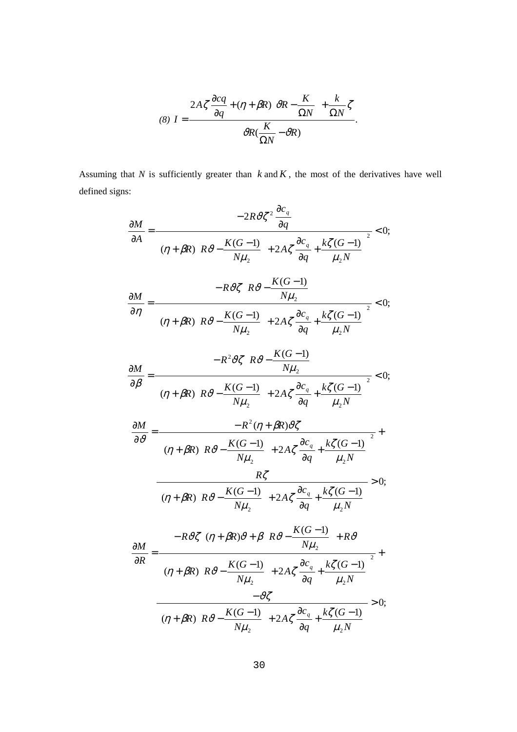$$\text{(8)}\ I = \frac{2A\zeta\dfrac{\partial cq}{\partial q} + (\eta + \beta R)\left(\vartheta R - \dfrac{K}{\Omega N}\right) + \dfrac{k}{\Omega N}\zeta}{\vartheta R\left(\dfrac{K}{\Omega N} - \vartheta R\right)}.$$

Assuming that $N$ is sufficiently greater than $k$ and $K$, the most of the derivatives have well defined signs:

$$\frac{\partial M}{\partial A} = \frac{-2R\vartheta\zeta^2\dfrac{\partial c_q}{\partial q}}{\left[(\eta + \beta R)\left(R\vartheta - \dfrac{K(G-1)}{N\mu_2}\right) + 2A\zeta\dfrac{\partial c_q}{\partial q} + \dfrac{k\zeta(G-1)}{\mu_2 N}\right]^2} < 0;$$

$$\frac{\partial M}{\partial \eta} = \frac{-R\vartheta\zeta\left(R\vartheta - \dfrac{K(G-1)}{N\mu_2}\right)}{\left[(\eta + \beta R)\left(R\vartheta - \dfrac{K(G-1)}{N\mu_2}\right) + 2A\zeta\dfrac{\partial c_q}{\partial q} + \dfrac{k\zeta(G-1)}{\mu_2 N}\right]^2} < 0;$$

$$\frac{\partial M}{\partial \beta} = \frac{-R^2\vartheta\zeta\left(R\vartheta - \dfrac{K(G-1)}{N\mu_2}\right)}{\left[(\eta + \beta R)\left(R\vartheta - \dfrac{K(G-1)}{N\mu_2}\right) + 2A\zeta\dfrac{\partial c_q}{\partial q} + \dfrac{k\zeta(G-1)}{\mu_2 N}\right]^2} < 0;$$

$$\frac{\partial M}{\partial \vartheta} = \frac{-R^2(\eta + \beta R)\vartheta\zeta}{\left[(\eta + \beta R)\left(R\vartheta - \dfrac{K(G-1)}{N\mu_2}\right) + 2A\zeta\dfrac{\partial c_q}{\partial q} + \dfrac{k\zeta(G-1)}{\mu_2 N}\right]^2} + \frac{R\zeta}{(\eta + \beta R)\left(R\vartheta - \dfrac{K(G-1)}{N\mu_2}\right) + 2A\zeta\dfrac{\partial c_q}{\partial q} + \dfrac{k\zeta(G-1)}{\mu_2 N}} > 0;$$

$$\frac{\partial M}{\partial R} = \frac{-R\vartheta\zeta\left[(\eta + \beta R)\vartheta + \beta\left(R\vartheta - \dfrac{K(G-1)}{N\mu_2}\right) + R\vartheta\right]}{\left[(\eta + \beta R)\left(R\vartheta - \dfrac{K(G-1)}{N\mu_2}\right) + 2A\zeta\dfrac{\partial c_q}{\partial q} + \dfrac{k\zeta(G-1)}{\mu_2 N}\right]^2} + \frac{-\vartheta\zeta}{(\eta + \beta R)\left(R\vartheta - \dfrac{K(G-1)}{N\mu_2}\right) + 2A\zeta\dfrac{\partial c_q}{\partial q} + \dfrac{k\zeta(G-1)}{\mu_2 N}} > 0;$$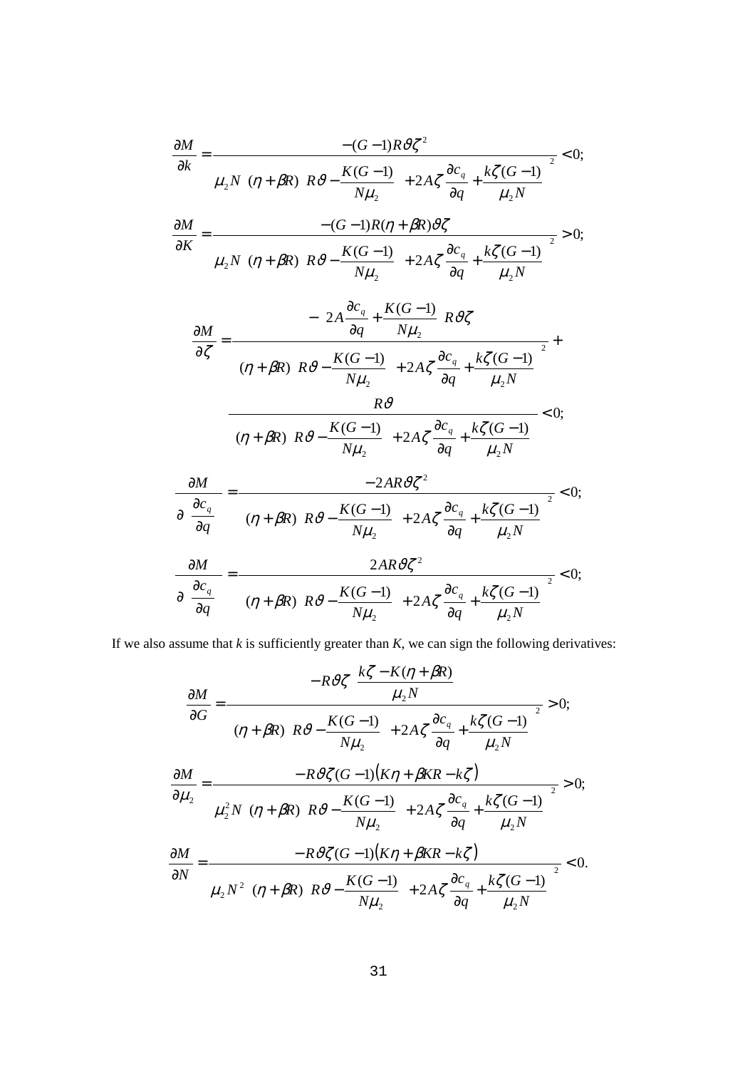$$\frac{\partial M}{\partial k} = \frac{-(G-1)R\vartheta\zeta^2}{\mu_2 N \left[(\eta+\beta R)\left(R\vartheta - \frac{K(G-1)}{N\mu_2}\right) + 2A\zeta\frac{\partial c_q}{\partial q} + \frac{k\zeta(G-1)}{\mu_2 N}\right]^2} < 0;$$

$$\frac{\partial M}{\partial K} = \frac{-(G-1)R(\eta+\beta R)\vartheta\zeta}{\mu_2 N \left[(\eta+\beta R)\left(R\vartheta - \frac{K(G-1)}{N\mu_2}\right) + 2A\zeta\frac{\partial c_q}{\partial q} + \frac{k\zeta(G-1)}{\mu_2 N}\right]^2} > 0;$$

$$\frac{\partial M}{\partial \zeta} = \frac{-\left(2A\frac{\partial c_q}{\partial q} + \frac{K(G-1)}{N\mu_2}\right)R\vartheta\zeta}{\left[(\eta+\beta R)\left(R\vartheta - \frac{K(G-1)}{N\mu_2}\right) + 2A\zeta\frac{\partial c_q}{\partial q} + \frac{k\zeta(G-1)}{\mu_2 N}\right]^2} + \frac{R\vartheta}{(\eta+\beta R)\left(R\vartheta - \frac{K(G-1)}{N\mu_2}\right) + 2A\zeta\frac{\partial c_q}{\partial q} + \frac{k\zeta(G-1)}{\mu_2 N}} < 0;$$

$$\frac{\partial M}{\partial\left(\frac{\partial c_q}{\partial q}\right)} = \frac{-2AR\vartheta\zeta^2}{\left[(\eta+\beta R)\left(R\vartheta - \frac{K(G-1)}{N\mu_2}\right) + 2A\zeta\frac{\partial c_q}{\partial q} + \frac{k\zeta(G-1)}{\mu_2 N}\right]^2} < 0;$$

$$\frac{\partial M}{\partial\left(\frac{\partial c_q}{\partial q}\right)} = \frac{2AR\vartheta\zeta^2}{\left[(\eta+\beta R)\left(R\vartheta - \frac{K(G-1)}{N\mu_2}\right) + 2A\zeta\frac{\partial c_q}{\partial q} + \frac{k\zeta(G-1)}{\mu_2 N}\right]^2} < 0;$$

If we also assume that *k* is sufficiently greater than *K*, we can sign the following derivatives:

$$\frac{\partial M}{\partial G} = \frac{-R\vartheta\zeta\left(\frac{k\zeta - K(\eta+\beta R)}{\mu_2 N}\right)}{\left[(\eta+\beta R)\left(R\vartheta - \frac{K(G-1)}{N\mu_2}\right) + 2A\zeta\frac{\partial c_q}{\partial q} + \frac{k\zeta(G-1)}{\mu_2 N}\right]^2} > 0;$$

$$\frac{\partial M}{\partial \mu_2} = \frac{-R\vartheta\zeta(G-1)\left(K\eta + \beta KR - k\zeta\right)}{\mu_2^2 N \left[(\eta+\beta R)\left(R\vartheta - \frac{K(G-1)}{N\mu_2}\right) + 2A\zeta\frac{\partial c_q}{\partial q} + \frac{k\zeta(G-1)}{\mu_2 N}\right]^2} > 0;$$

$$\frac{\partial M}{\partial N} = \frac{-R\vartheta\zeta(G-1)\left(K\eta + \beta KR - k\zeta\right)}{\mu_2 N^2 \left[(\eta+\beta R)\left(R\vartheta - \frac{K(G-1)}{N\mu_2}\right) + 2A\zeta\frac{\partial c_q}{\partial q} + \frac{k\zeta(G-1)}{\mu_2 N}\right]^2} < 0.$$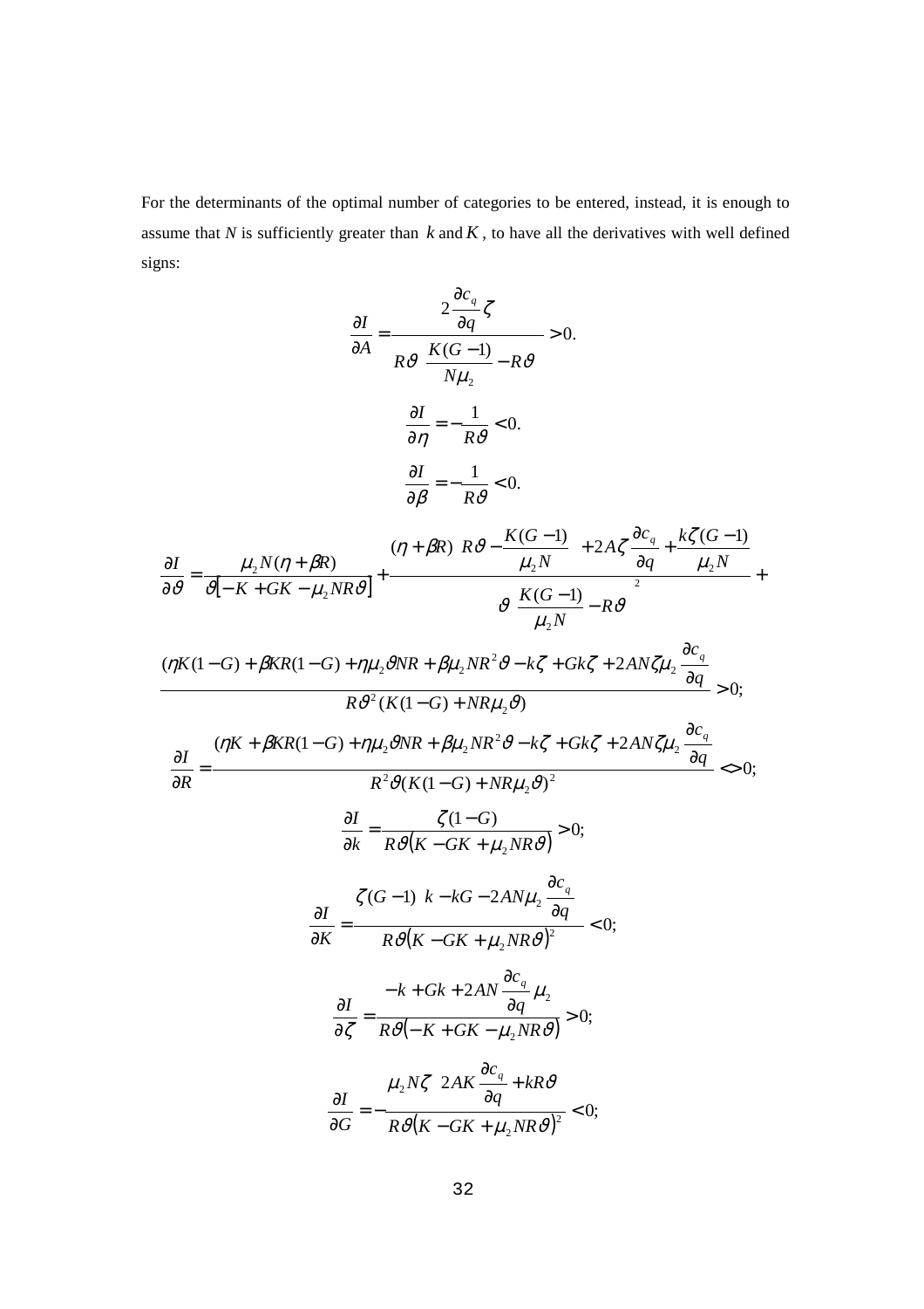For the determinants of the optimal number of categories to be entered, instead, it is enough to assume that $N$ is sufficiently greater than $k$ and $K$, to have all the derivatives with well defined signs:

$$\frac{\partial I}{\partial A} = \frac{2\dfrac{\partial c_q}{\partial q}\zeta}{R\vartheta\left(\dfrac{K(G-1)}{N\mu_2}-R\vartheta\right)} > 0.$$

$$\frac{\partial I}{\partial \eta} = -\frac{1}{R\vartheta} < 0.$$

$$\frac{\partial I}{\partial \beta} = -\frac{1}{R\vartheta} < 0.$$

$$\frac{\partial I}{\partial \vartheta} = \frac{\mu_2 N(\eta+\beta R)}{\vartheta\left[-K+GK-\mu_2 NR\vartheta\right]} + \frac{(\eta+\beta R)\left(R\vartheta-\dfrac{K(G-1)}{\mu_2 N}\right)+2A\zeta\dfrac{\partial c_q}{\partial q}+\dfrac{k\zeta(G-1)}{\mu_2 N}}{\vartheta\left(\dfrac{K(G-1)}{\mu_2 N}-R\vartheta\right)^2} +$$

$$\frac{(\eta K(1-G)+\beta KR(1-G)+\eta\mu_2\vartheta NR+\beta\mu_2 NR^2\vartheta-k\zeta+Gk\zeta+2AN\zeta\mu_2\dfrac{\partial c_q}{\partial q}}{R\vartheta^2(K(1-G)+NR\mu_2\vartheta)} > 0;$$

$$\frac{\partial I}{\partial R} = \frac{(\eta K+\beta KR(1-G)+\eta\mu_2\vartheta NR+\beta\mu_2 NR^2\vartheta-k\zeta+Gk\zeta+2AN\zeta\mu_2\dfrac{\partial c_q}{\partial q}}{R^2\vartheta(K(1-G)+NR\mu_2\vartheta)^2} <> 0;$$

$$\frac{\partial I}{\partial k} = \frac{\zeta(1-G)}{R\vartheta\left(K-GK+\mu_2 NR\vartheta\right)} > 0;$$

$$\frac{\partial I}{\partial K} = \frac{\zeta(G-1)\left(k-kG-2AN\mu_2\dfrac{\partial c_q}{\partial q}\right)}{R\vartheta\left(K-GK+\mu_2 NR\vartheta\right)^2} < 0;$$

$$\frac{\partial I}{\partial \zeta} = \frac{-k+Gk+2AN\dfrac{\partial c_q}{\partial q}\mu_2}{R\vartheta\left(-K+GK-\mu_2 NR\vartheta\right)} > 0;$$

$$\frac{\partial I}{\partial G} = -\frac{\mu_2 N\zeta\left(2AK\dfrac{\partial c_q}{\partial q}+kR\vartheta\right)}{R\vartheta\left(K-GK+\mu_2 NR\vartheta\right)^2} < 0;$$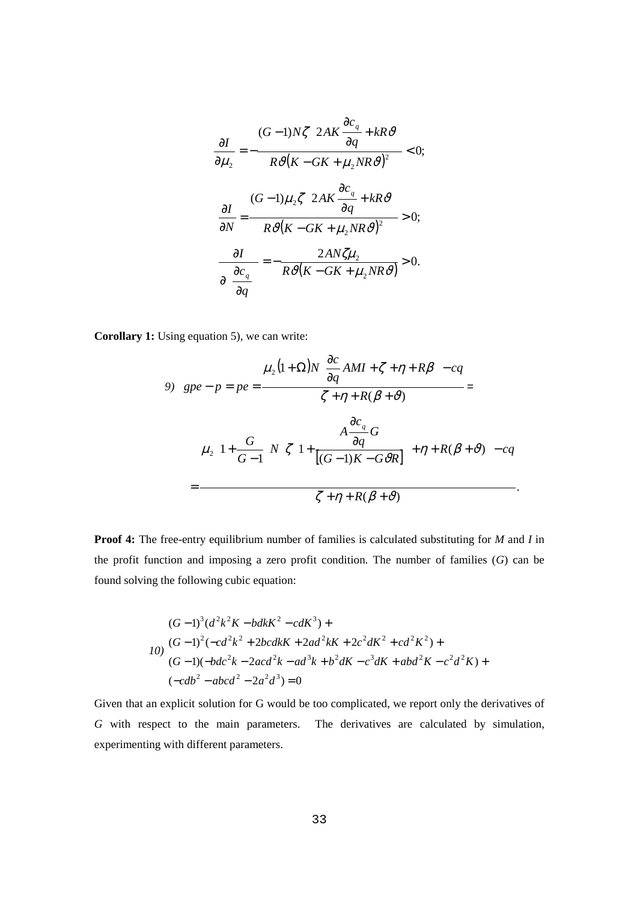$$\frac{\partial I}{\partial \mu_2} = -\frac{(G-1)N\zeta \left(2AK\frac{\partial c_q}{\partial q} + kR\vartheta\right)}{R\vartheta\left(K - GK + \mu_2 NR\vartheta\right)^2} < 0;$$

$$\frac{\partial I}{\partial N} = \frac{(G-1)\mu_2\zeta \left(2AK\frac{\partial c_q}{\partial q} + kR\vartheta\right)}{R\vartheta\left(K - GK + \mu_2 NR\vartheta\right)^2} > 0;$$

$$\frac{\partial I}{\partial \left(\frac{\partial c_q}{\partial q}\right)} = -\frac{2AN\zeta\mu_2}{R\vartheta\left(K - GK + \mu_2 NR\vartheta\right)} > 0.$$

**Corollary 1:** Using equation 5), we can write:

$$9)\quad gpe - p = pe = \frac{\mu_2(1+\Omega)N\left(\frac{\partial c}{\partial q}AMI + \zeta + \eta + R\beta\right) - cq}{\zeta + \eta + R(\beta+\vartheta)} =$$

$$= \frac{\mu_2\left(1 + \frac{G}{G-1}\right)N\left(\zeta\left(1 + \frac{A\frac{\partial c_q}{\partial q}G}{\left[(G-1)K - G\vartheta R\right]}\right) + \eta + R(\beta+\vartheta)\right) - cq}{\zeta + \eta + R(\beta+\vartheta)}.$$

**Proof 4:** The free-entry equilibrium number of families is calculated substituting for *M* and *I* in the profit function and imposing a zero profit condition. The number of families (*G*) can be found solving the following cubic equation:

$$10)\quad \begin{aligned} &(G-1)^3(d^2k^2K - bdkK^2 - cdK^3) + \\ &(G-1)^2(-cd^2k^2 + 2bcdkK + 2ad^2kK + 2c^2dK^2 + cd^2K^2) + \\ &(G-1)(-bdc^2k - 2acd^2k - ad^3k + b^2dK - c^3dK + abd^2K - c^2d^2K) + \\ &(-cdb^2 - abcd^2 - 2a^2d^3) = 0 \end{aligned}$$

Given that an explicit solution for G would be too complicated, we report only the derivatives of *G* with respect to the main parameters. The derivatives are calculated by simulation, experimenting with different parameters.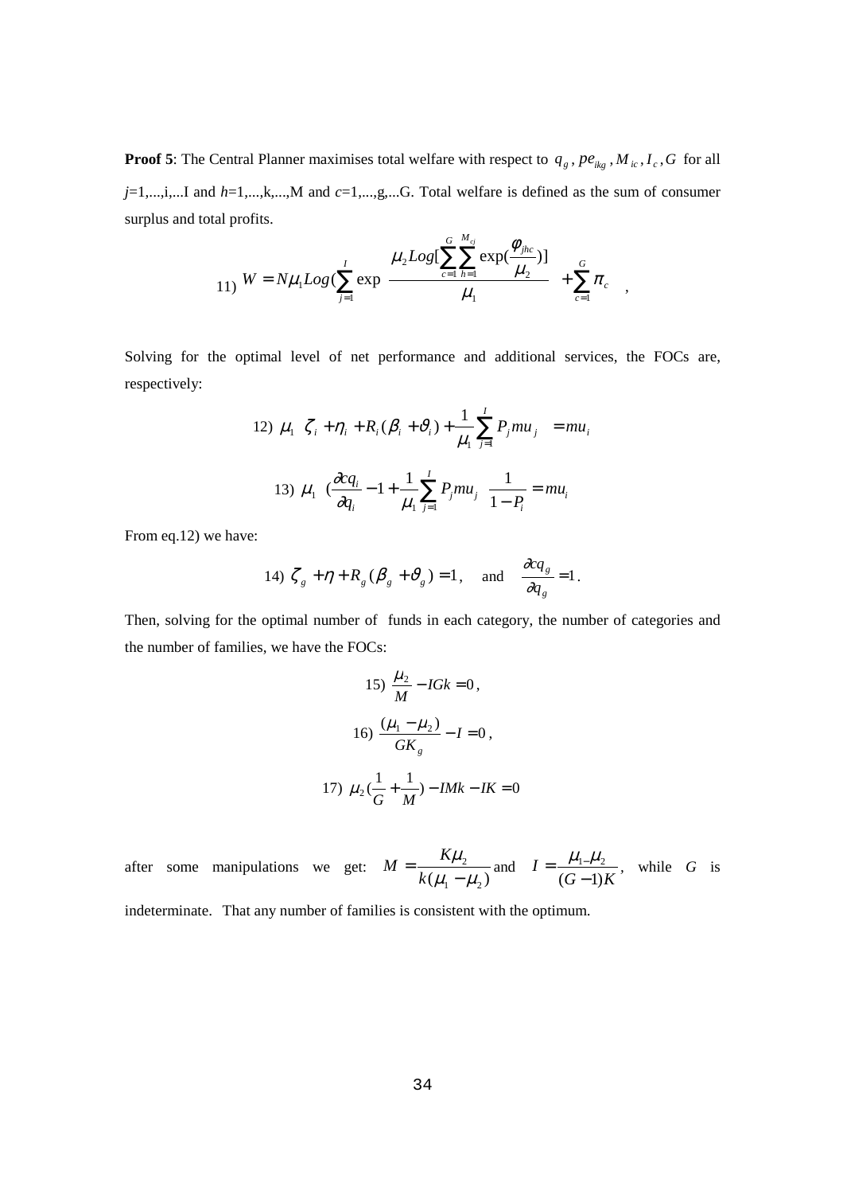**Proof 5**: The Central Planner maximises total welfare with respect to $q_g, pe_{ikg}, M_{ic}, I_c, G$ for all $j$=1,...,i,...I and $h$=1,...,k,...,M and $c$=1,...,g,...G. Total welfare is defined as the sum of consumer surplus and total profits.

$$11)\ W = N\mu_1 Log\left(\sum_{j=1}^{I} \exp\left[\frac{\mu_2 Log[\sum_{c=1}^{G}\sum_{h=1}^{M_{cj}} \exp(\frac{\phi_{jhc}}{\mu_2})]}{\mu_1}\right]\right) + \sum_{c=1}^{G} \pi_c \quad ,$$

Solving for the optimal level of net performance and additional services, the FOCs are, respectively:

$$12)\ \mu_1 \left[\zeta_i + \eta_i + R_i(\beta_i + \vartheta_i) + \frac{1}{\mu_1}\sum_{j=1}^{I} P_j mu_j\right] = mu_i$$

$$13)\ \mu_1 \left[(\frac{\partial cq_i}{\partial q_i} - 1 + \frac{1}{\mu_1}\sum_{j=1}^{I} P_j mu_j\right]\frac{1}{1-P_i} = mu_i$$

From eq.12) we have:

$$14)\ \zeta_g + \eta + R_g(\beta_g + \vartheta_g) = 1, \quad \text{and} \quad \frac{\partial cq_g}{\partial q_g} = 1.$$

Then, solving for the optimal number of funds in each category, the number of categories and the number of families, we have the FOCs:

$$15)\ \frac{\mu_2}{M} - IGk = 0\,,$$

$$16)\ \frac{(\mu_1 - \mu_2)}{GK_g} - I = 0\,,$$

$$17)\ \mu_2(\frac{1}{G} + \frac{1}{M}) - IMk - IK = 0$$

after some manipulations we get: $M = \dfrac{K\mu_2}{k(\mu_1 - \mu_2)}$ and $I = \dfrac{\mu_1 - \mu_2}{(G-1)K}$, while $G$ is indeterminate. That any number of families is consistent with the optimum.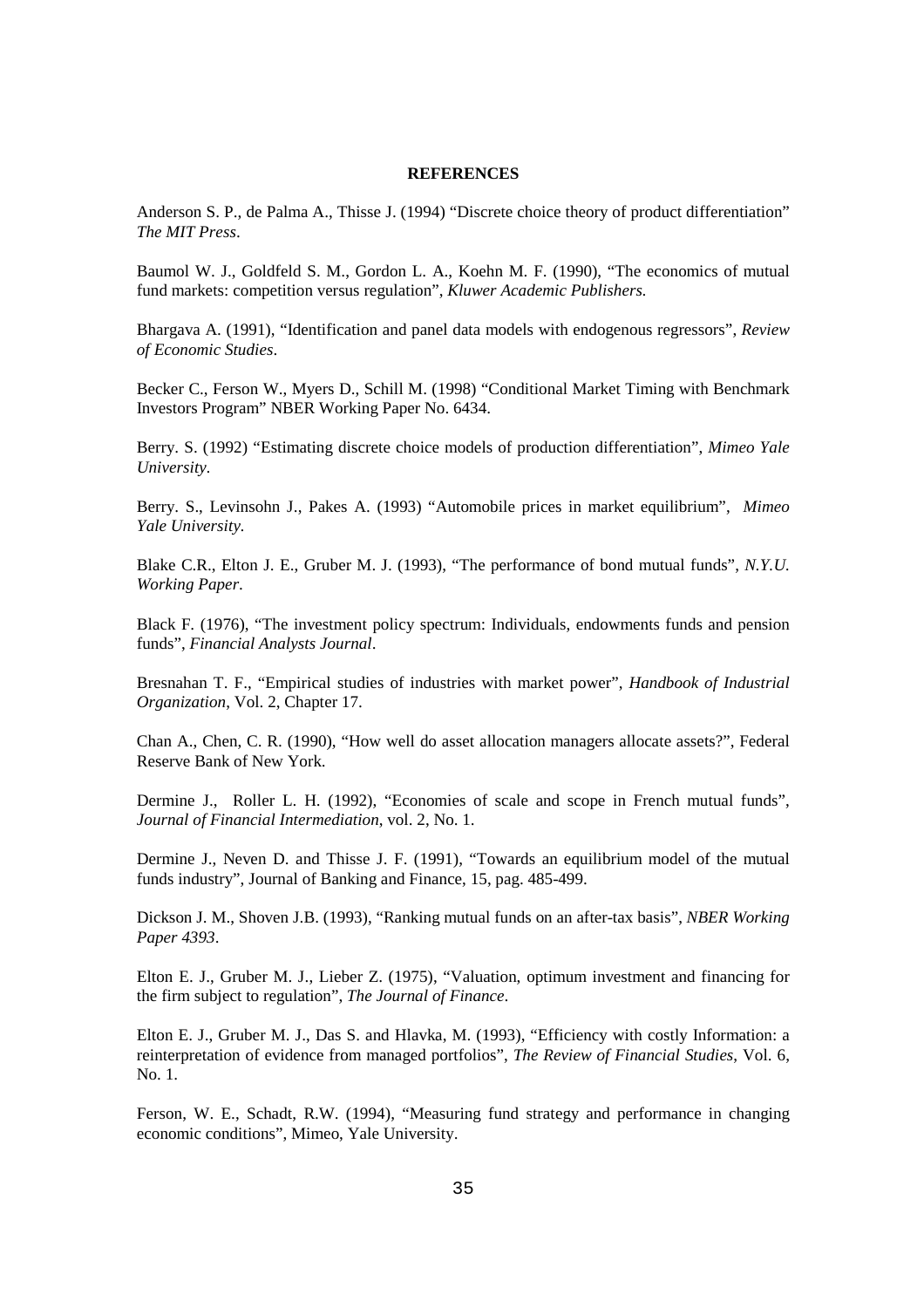**REFERENCES**

Anderson S. P., de Palma A., Thisse J. (1994) "Discrete choice theory of product differentiation" *The MIT Press*.

Baumol W. J., Goldfeld S. M., Gordon L. A., Koehn M. F. (1990), "The economics of mutual fund markets: competition versus regulation", *Kluwer Academic Publishers.*

Bhargava A. (1991), "Identification and panel data models with endogenous regressors", *Review of Economic Studies*.

Becker C., Ferson W., Myers D., Schill M. (1998) "Conditional Market Timing with Benchmark Investors Program" NBER Working Paper No. 6434.

Berry. S. (1992) "Estimating discrete choice models of production differentiation", *Mimeo Yale University*.

Berry. S., Levinsohn J., Pakes A. (1993) "Automobile prices in market equilibrium", *Mimeo Yale University.*

Blake C.R., Elton J. E., Gruber M. J. (1993), "The performance of bond mutual funds", *N.Y.U. Working Paper*.

Black F. (1976), "The investment policy spectrum: Individuals, endowments funds and pension funds", *Financial Analysts Journal*.

Bresnahan T. F., "Empirical studies of industries with market power", *Handbook of Industrial Organization*, Vol. 2, Chapter 17.

Chan A., Chen, C. R. (1990), "How well do asset allocation managers allocate assets?", Federal Reserve Bank of New York.

Dermine J., Roller L. H. (1992), "Economies of scale and scope in French mutual funds", *Journal of Financial Intermediation*, vol. 2, No. 1.

Dermine J., Neven D. and Thisse J. F. (1991), "Towards an equilibrium model of the mutual funds industry", Journal of Banking and Finance, 15, pag. 485-499.

Dickson J. M., Shoven J.B. (1993), "Ranking mutual funds on an after-tax basis", *NBER Working Paper 4393*.

Elton E. J., Gruber M. J., Lieber Z. (1975), "Valuation, optimum investment and financing for the firm subject to regulation", *The Journal of Finance*.

Elton E. J., Gruber M. J., Das S. and Hlavka, M. (1993), "Efficiency with costly Information: a reinterpretation of evidence from managed portfolios", *The Review of Financial Studies*, Vol. 6, No. 1.

Ferson, W. E., Schadt, R.W. (1994), "Measuring fund strategy and performance in changing economic conditions", Mimeo, Yale University.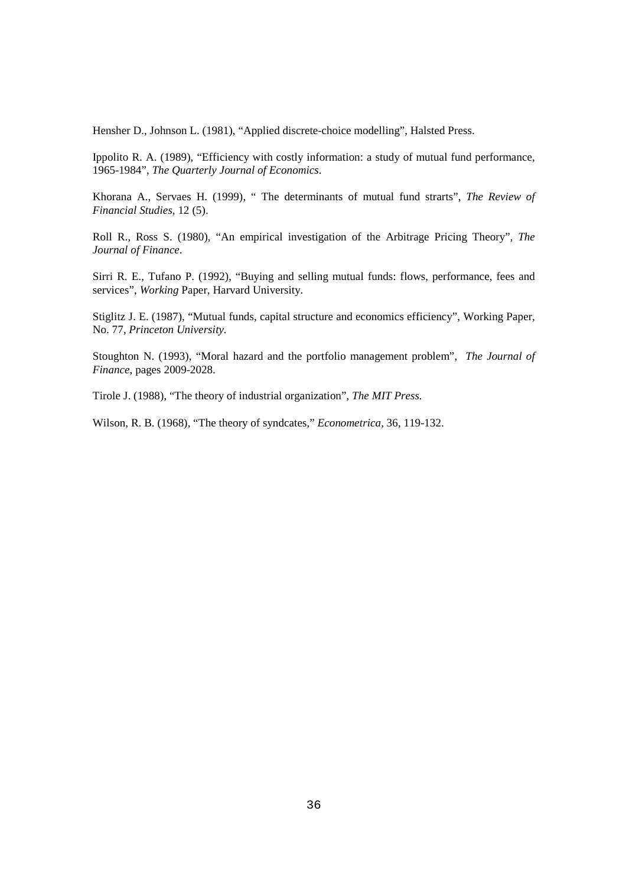Hensher D., Johnson L. (1981), "Applied discrete-choice modelling", Halsted Press.

Ippolito R. A. (1989), "Efficiency with costly information: a study of mutual fund performance, 1965-1984", *The Quarterly Journal of Economics*.

Khorana A., Servaes H. (1999), " The determinants of mutual fund strarts", *The Review of Financial Studies*, 12 (5).

Roll R., Ross S. (1980), "An empirical investigation of the Arbitrage Pricing Theory", *The Journal of Finance*.

Sirri R. E., Tufano P. (1992), "Buying and selling mutual funds: flows, performance, fees and services", *Working* Paper, Harvard University.

Stiglitz J. E. (1987), "Mutual funds, capital structure and economics efficiency", Working Paper, No. 77, *Princeton University*.

Stoughton N. (1993), "Moral hazard and the portfolio management problem", *The Journal of Finance*, pages 2009-2028.

Tirole J. (1988), "The theory of industrial organization", *The MIT Press*.

Wilson, R. B. (1968), "The theory of syndcates," *Econometrica*, 36, 119-132.